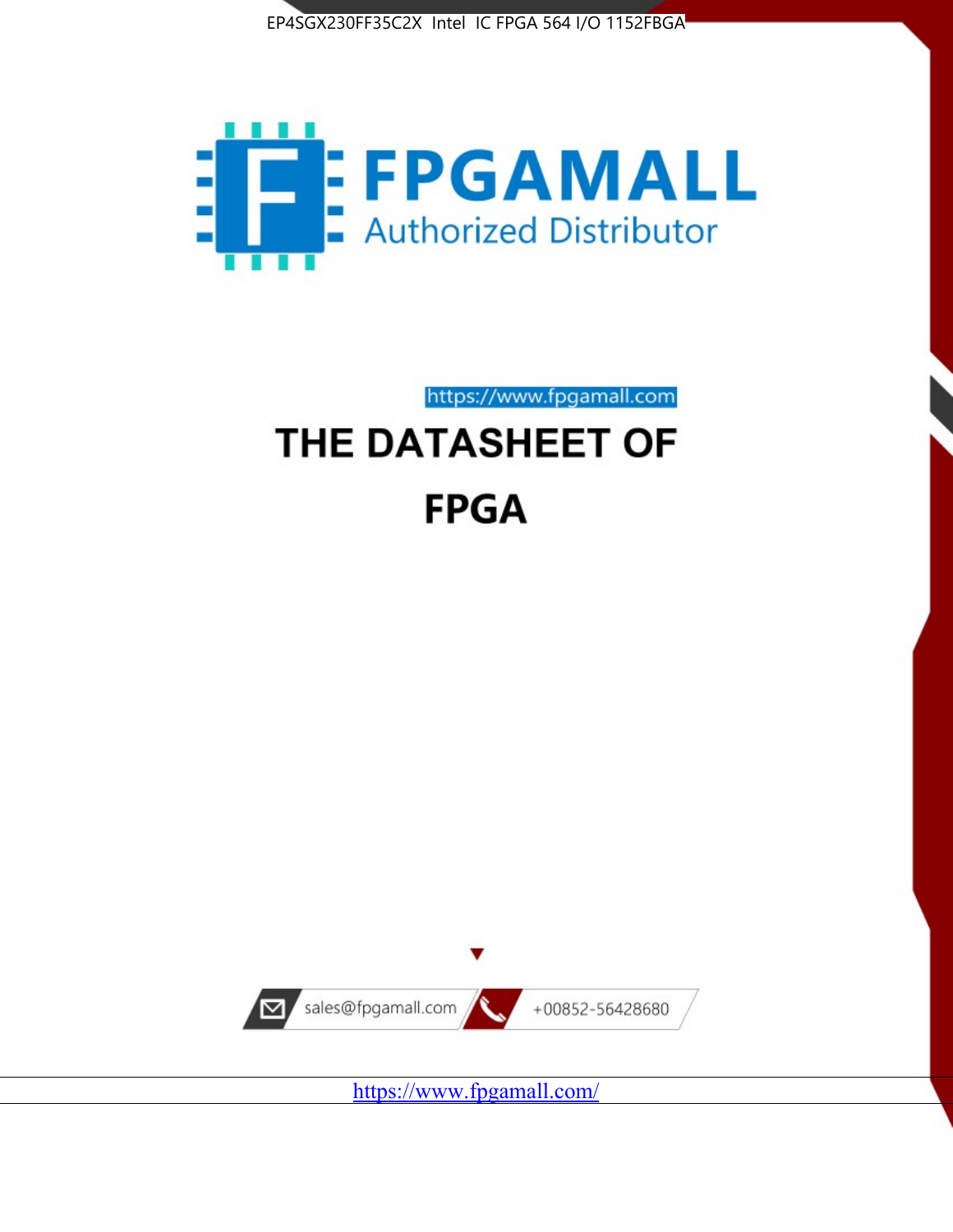EP4SGX230FF35C2X Intel IC FPGA 564 I/O 1152FBGA

FPGAMALL

Authorized Distributor

https://www.fpgamall.com

# THE DATASHEET OF

# FPGA

sales@fpgamall.com

+00852-56428680

https://www.fpgamall.com/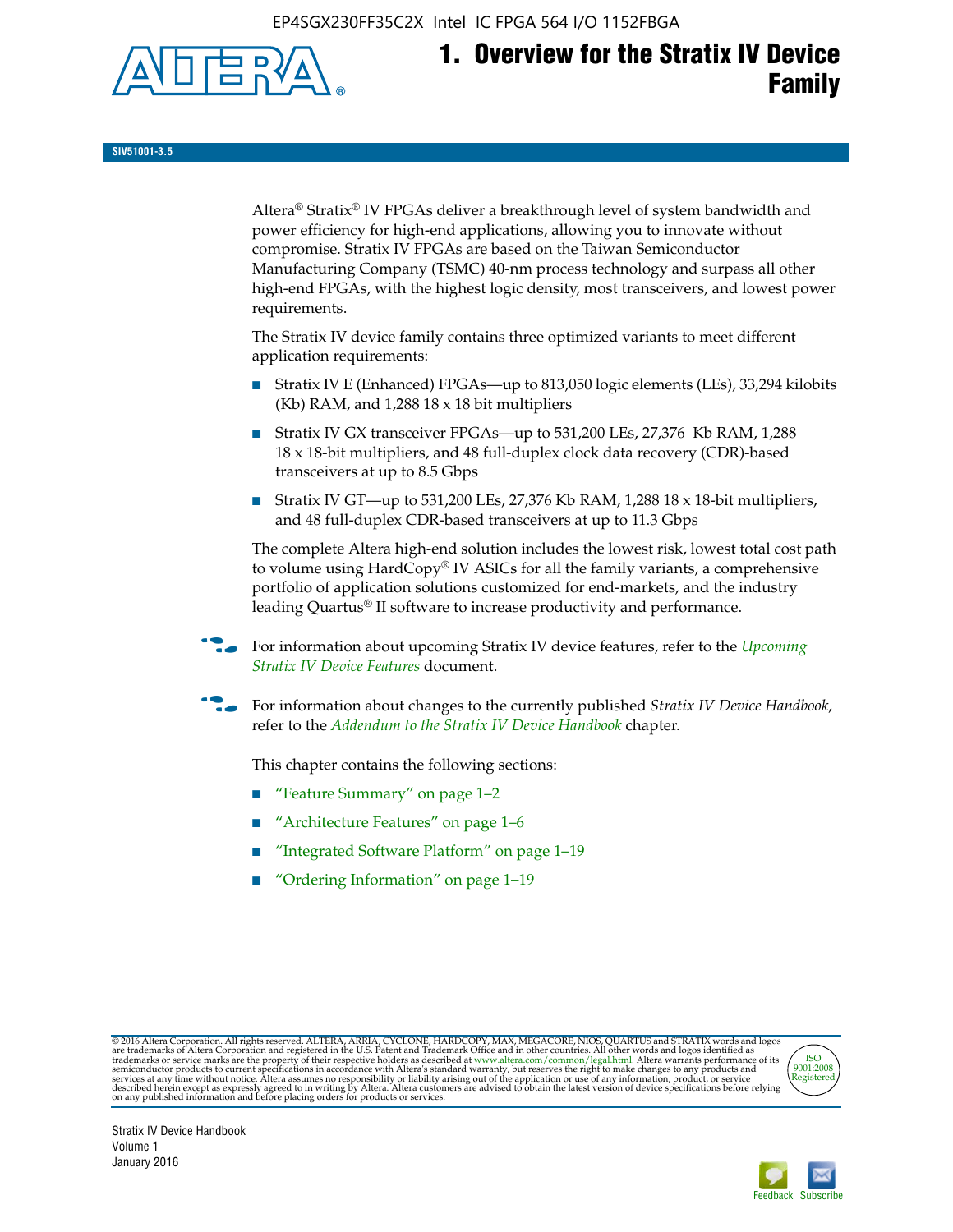# 1. Overview for the Stratix IV Device Family

SIV51001-3.5

Altera® Stratix® IV FPGAs deliver a breakthrough level of system bandwidth and power efficiency for high-end applications, allowing you to innovate without compromise. Stratix IV FPGAs are based on the Taiwan Semiconductor Manufacturing Company (TSMC) 40-nm process technology and surpass all other high-end FPGAs, with the highest logic density, most transceivers, and lowest power requirements.

The Stratix IV device family contains three optimized variants to meet different application requirements:

- Stratix IV E (Enhanced) FPGAs—up to 813,050 logic elements (LEs), 33,294 kilobits (Kb) RAM, and 1,288 18 x 18 bit multipliers
- Stratix IV GX transceiver FPGAs—up to 531,200 LEs, 27,376 Kb RAM, 1,288 18 x 18-bit multipliers, and 48 full-duplex clock data recovery (CDR)-based transceivers at up to 8.5 Gbps
- Stratix IV GT—up to 531,200 LEs, 27,376 Kb RAM, 1,288 18 x 18-bit multipliers, and 48 full-duplex CDR-based transceivers at up to 11.3 Gbps

The complete Altera high-end solution includes the lowest risk, lowest total cost path to volume using HardCopy® IV ASICs for all the family variants, a comprehensive portfolio of application solutions customized for end-markets, and the industry leading Quartus® II software to increase productivity and performance.

For information about upcoming Stratix IV device features, refer to the *Upcoming Stratix IV Device Features* document.

For information about changes to the currently published *Stratix IV Device Handbook*, refer to the *Addendum to the Stratix IV Device Handbook* chapter.

This chapter contains the following sections:

- "Feature Summary" on page 1–2
- "Architecture Features" on page 1–6
- "Integrated Software Platform" on page 1–19
- "Ordering Information" on page 1–19

© 2016 Altera Corporation. All rights reserved. ALTERA, ARRIA, CYCLONE, HARDCOPY, MAX, MEGACORE, NIOS, QUARTUS and STRATIX words and logos are trademarks of Altera Corporation and registered in the U.S. Patent and Trademark Office and in other countries. All other words and logos identified as trademarks or service marks are the property of their respective holders as described at www.altera.com/common/legal.html. Altera warrants performance of its semiconductor products to current specifications in accordance with Altera's standard warranty, but reserves the right to make changes to any products and services at any time without notice. Altera assumes no responsibility or liability arising out of the application or use of any information, product, or service described herein except as expressly agreed to in writing by Altera. Altera customers are advised to obtain the latest version of device specifications before relying on any published information and before placing orders for products or services.

Stratix IV Device Handbook
Volume 1
January 2016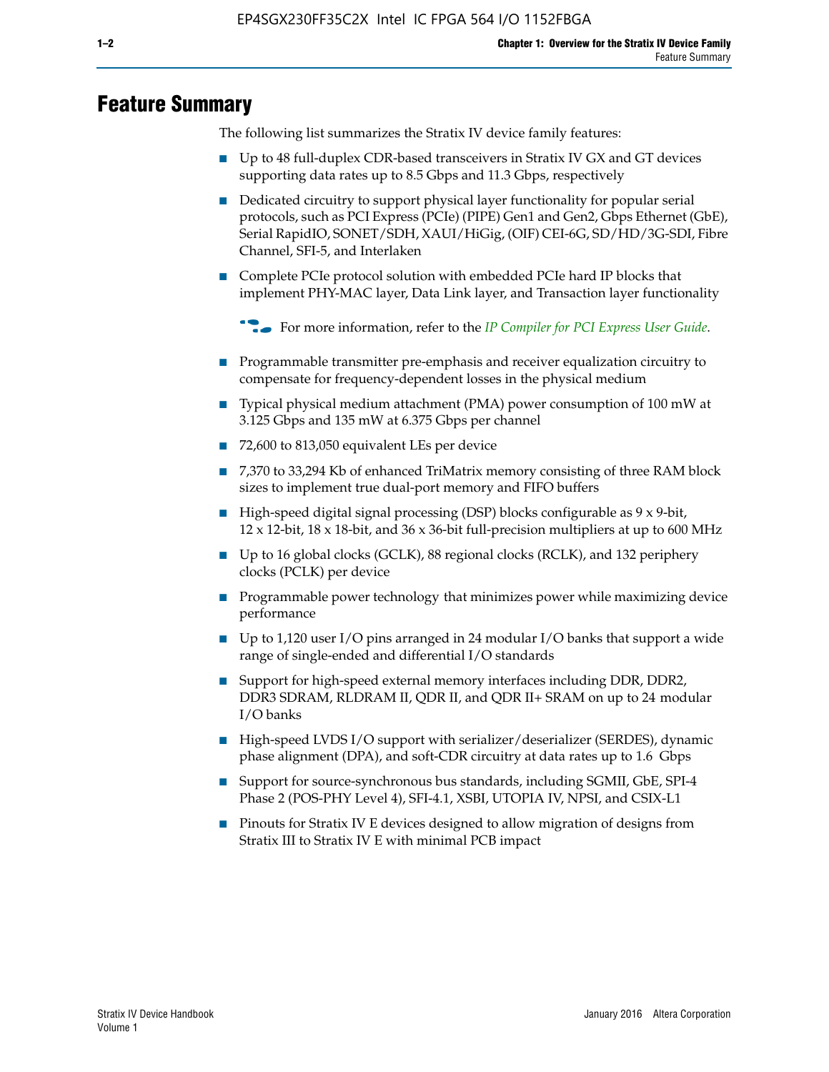# Feature Summary

The following list summarizes the Stratix IV device family features:

- Up to 48 full-duplex CDR-based transceivers in Stratix IV GX and GT devices supporting data rates up to 8.5 Gbps and 11.3 Gbps, respectively
- Dedicated circuitry to support physical layer functionality for popular serial protocols, such as PCI Express (PCIe) (PIPE) Gen1 and Gen2, Gbps Ethernet (GbE), Serial RapidIO, SONET/SDH, XAUI/HiGig, (OIF) CEI-6G, SD/HD/3G-SDI, Fibre Channel, SFI-5, and Interlaken
- Complete PCIe protocol solution with embedded PCIe hard IP blocks that implement PHY-MAC layer, Data Link layer, and Transaction layer functionality

  For more information, refer to the *IP Compiler for PCI Express User Guide*.

- Programmable transmitter pre-emphasis and receiver equalization circuitry to compensate for frequency-dependent losses in the physical medium
- Typical physical medium attachment (PMA) power consumption of 100 mW at 3.125 Gbps and 135 mW at 6.375 Gbps per channel
- 72,600 to 813,050 equivalent LEs per device
- 7,370 to 33,294 Kb of enhanced TriMatrix memory consisting of three RAM block sizes to implement true dual-port memory and FIFO buffers
- High-speed digital signal processing (DSP) blocks configurable as 9 x 9-bit, 12 x 12-bit, 18 x 18-bit, and 36 x 36-bit full-precision multipliers at up to 600 MHz
- Up to 16 global clocks (GCLK), 88 regional clocks (RCLK), and 132 periphery clocks (PCLK) per device
- Programmable power technology that minimizes power while maximizing device performance
- Up to 1,120 user I/O pins arranged in 24 modular I/O banks that support a wide range of single-ended and differential I/O standards
- Support for high-speed external memory interfaces including DDR, DDR2, DDR3 SDRAM, RLDRAM II, QDR II, and QDR II+ SRAM on up to 24 modular I/O banks
- High-speed LVDS I/O support with serializer/deserializer (SERDES), dynamic phase alignment (DPA), and soft-CDR circuitry at data rates up to 1.6 Gbps
- Support for source-synchronous bus standards, including SGMII, GbE, SPI-4 Phase 2 (POS-PHY Level 4), SFI-4.1, XSBI, UTOPIA IV, NPSI, and CSIX-L1
- Pinouts for Stratix IV E devices designed to allow migration of designs from Stratix III to Stratix IV E with minimal PCB impact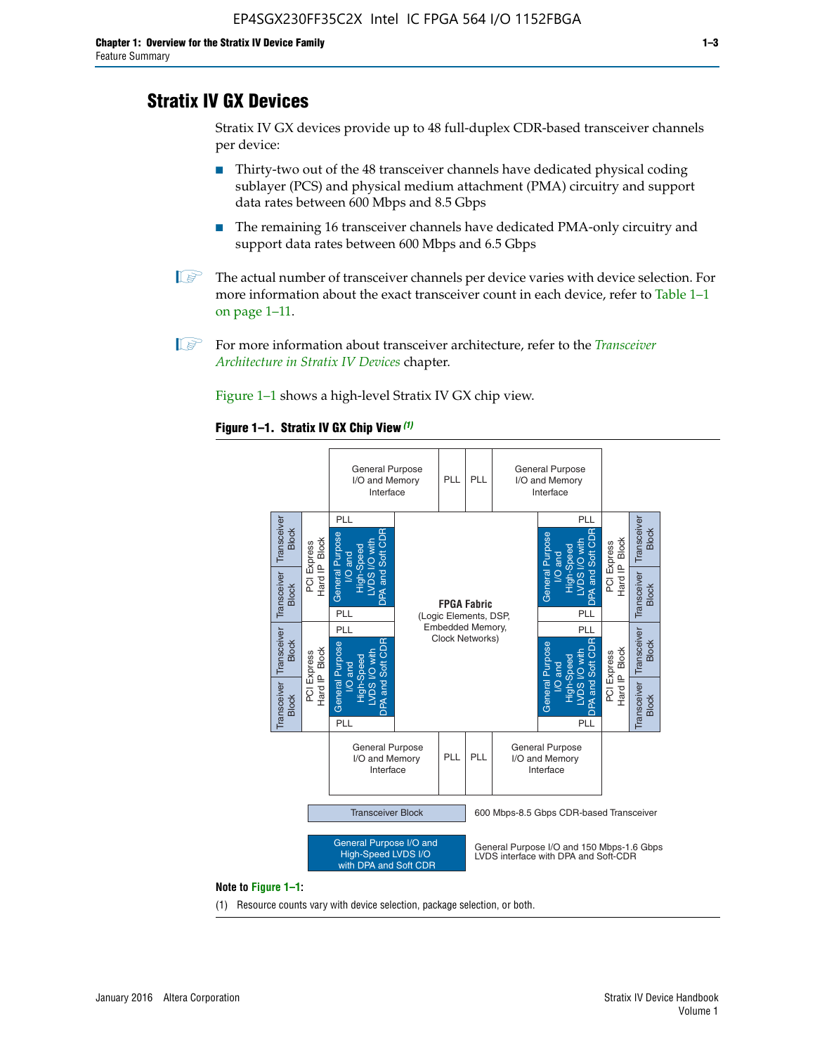## Stratix IV GX Devices

Stratix IV GX devices provide up to 48 full-duplex CDR-based transceiver channels per device:

- Thirty-two out of the 48 transceiver channels have dedicated physical coding sublayer (PCS) and physical medium attachment (PMA) circuitry and support data rates between 600 Mbps and 8.5 Gbps
- The remaining 16 transceiver channels have dedicated PMA-only circuitry and support data rates between 600 Mbps and 6.5 Gbps

The actual number of transceiver channels per device varies with device selection. For more information about the exact transceiver count in each device, refer to Table 1–1 on page 1–11.

For more information about transceiver architecture, refer to the *Transceiver Architecture in Stratix IV Devices* chapter.

Figure 1–1 shows a high-level Stratix IV GX chip view.

**Figure 1–1. Stratix IV GX Chip View** *(1)*

General Purpose I/O and Memory Interface | PLL | PLL | General Purpose I/O and Memory Interface

Transceiver Block | Transceiver Block | PCI Express Hard IP Block | PLL | General Purpose I/O and High-Speed LVDS I/O with DPA and Soft CDR | PLL

FPGA Fabric (Logic Elements, DSP, Embedded Memory, Clock Networks)

Transceiver Block — 600 Mbps-8.5 Gbps CDR-based Transceiver

General Purpose I/O and High-Speed LVDS I/O with DPA and Soft CDR — General Purpose I/O and 150 Mbps-1.6 Gbps LVDS interface with DPA and Soft-CDR

**Note to Figure 1–1:**

(1) Resource counts vary with device selection, package selection, or both.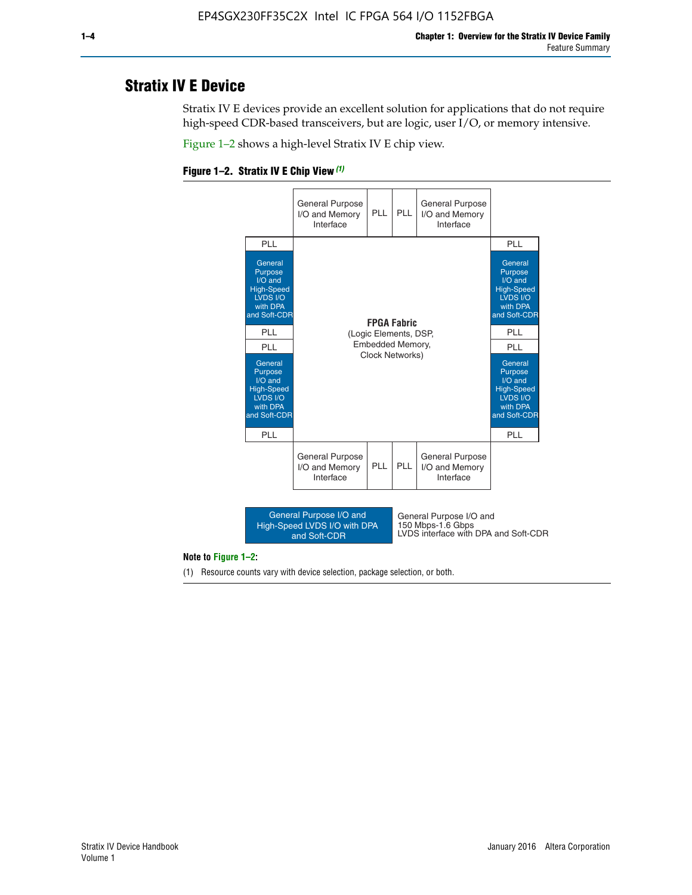## Stratix IV E Device

Stratix IV E devices provide an excellent solution for applications that do not require high-speed CDR-based transceivers, but are logic, user I/O, or memory intensive.

Figure 1–2 shows a high-level Stratix IV E chip view.

**Figure 1–2. Stratix IV E Chip View** *(1)*

| | General Purpose I/O and Memory Interface | PLL | PLL | General Purpose I/O and Memory Interface | |
|---|---|---|---|---|---|
| PLL | | | | | PLL |
| General Purpose I/O and High-Speed LVDS I/O with DPA and Soft-CDR | **FPGA Fabric** (Logic Elements, DSP, Embedded Memory, Clock Networks) | | | | General Purpose I/O and High-Speed LVDS I/O with DPA and Soft-CDR |
| PLL | | | | | PLL |
| PLL | | | | | PLL |
| General Purpose I/O and High-Speed LVDS I/O with DPA and Soft-CDR | | | | | General Purpose I/O and High-Speed LVDS I/O with DPA and Soft-CDR |
| PLL | | | | | PLL |
| | General Purpose I/O and Memory Interface | PLL | PLL | General Purpose I/O and Memory Interface | |

Legend: General Purpose I/O and High-Speed LVDS I/O with DPA and Soft-CDR — General Purpose I/O and 150 Mbps-1.6 Gbps LVDS interface with DPA and Soft-CDR

**Note to Figure 1–2:**

(1) Resource counts vary with device selection, package selection, or both.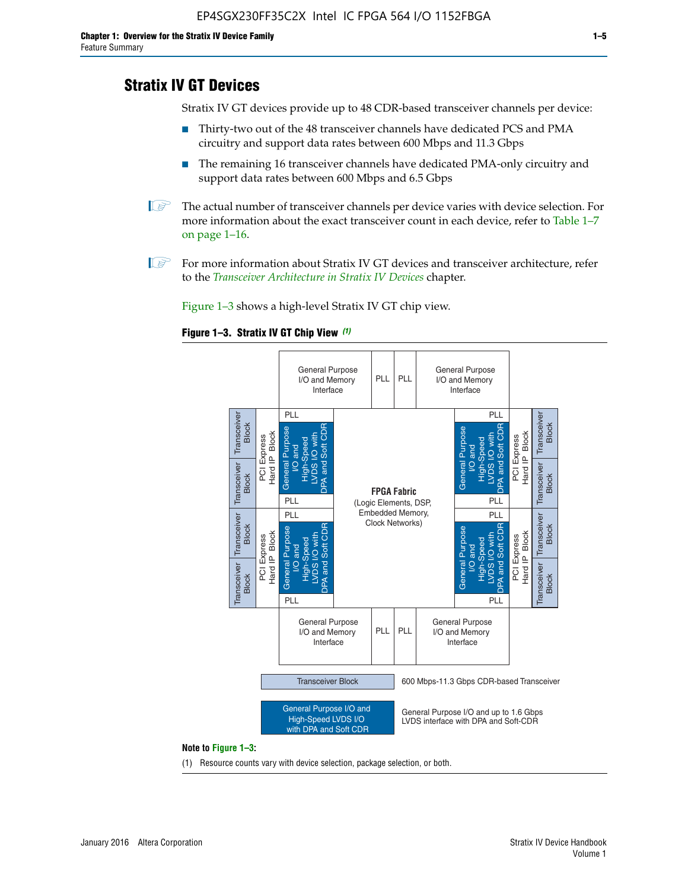# Stratix IV GT Devices

Stratix IV GT devices provide up to 48 CDR-based transceiver channels per device:

- Thirty-two out of the 48 transceiver channels have dedicated PCS and PMA circuitry and support data rates between 600 Mbps and 11.3 Gbps
- The remaining 16 transceiver channels have dedicated PMA-only circuitry and support data rates between 600 Mbps and 6.5 Gbps

The actual number of transceiver channels per device varies with device selection. For more information about the exact transceiver count in each device, refer to Table 1–7 on page 1–16.

For more information about Stratix IV GT devices and transceiver architecture, refer to the *Transceiver Architecture in Stratix IV Devices* chapter.

Figure 1–3 shows a high-level Stratix IV GT chip view.

**Figure 1–3. Stratix IV GT Chip View** *(1)*

General Purpose I/O and Memory Interface | PLL | PLL | General Purpose I/O and Memory Interface

Transceiver Block | Transceiver Block | PCI Express Hard IP Block | PLL | General Purpose I/O and High-Speed LVDS I/O with DPA and Soft CDR | PLL

**FPGA Fabric** (Logic Elements, DSP, Embedded Memory, Clock Networks)

Transceiver Block — 600 Mbps-11.3 Gbps CDR-based Transceiver

General Purpose I/O and High-Speed LVDS I/O with DPA and Soft CDR — General Purpose I/O and up to 1.6 Gbps LVDS interface with DPA and Soft-CDR

**Note to Figure 1–3:**

(1) Resource counts vary with device selection, package selection, or both.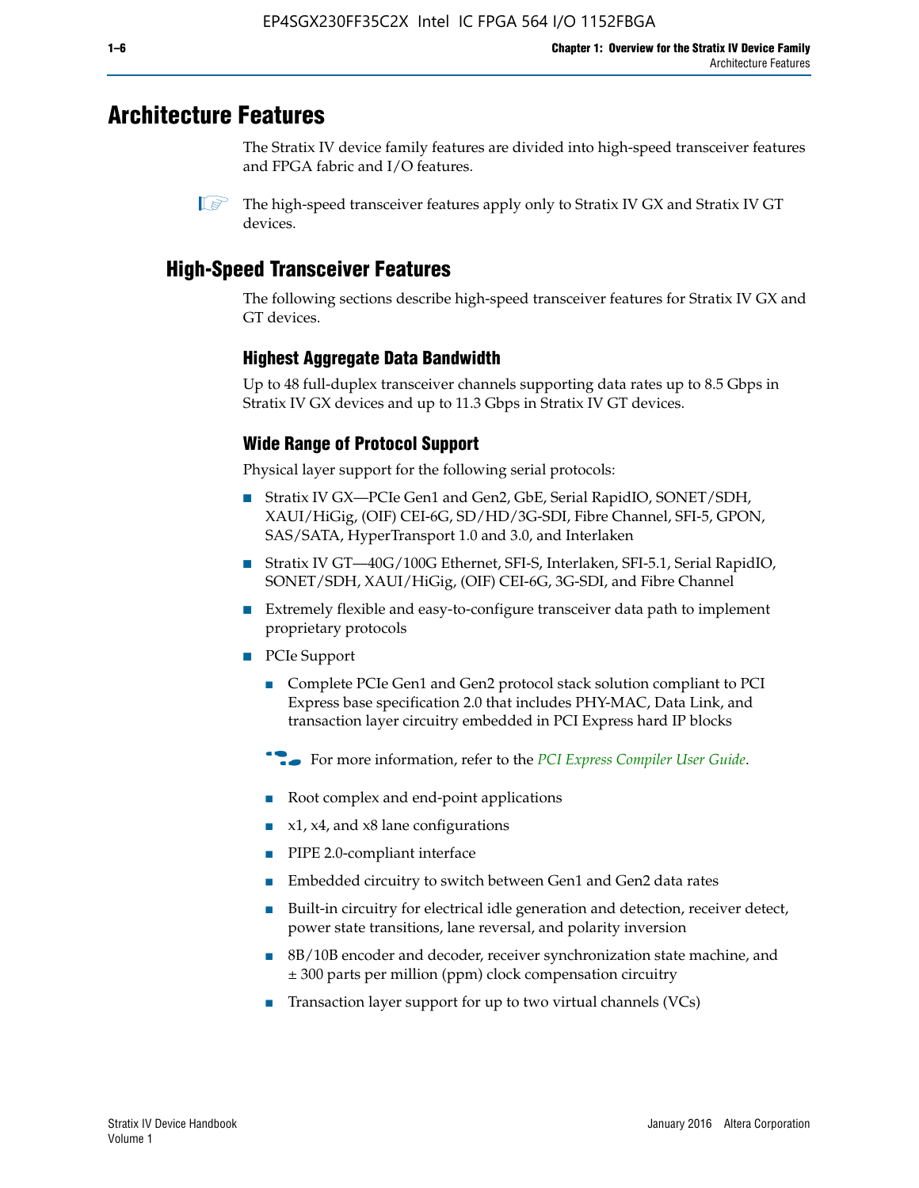# Architecture Features

The Stratix IV device family features are divided into high-speed transceiver features and FPGA fabric and I/O features.

The high-speed transceiver features apply only to Stratix IV GX and Stratix IV GT devices.

## High-Speed Transceiver Features

The following sections describe high-speed transceiver features for Stratix IV GX and GT devices.

### Highest Aggregate Data Bandwidth

Up to 48 full-duplex transceiver channels supporting data rates up to 8.5 Gbps in Stratix IV GX devices and up to 11.3 Gbps in Stratix IV GT devices.

### Wide Range of Protocol Support

Physical layer support for the following serial protocols:

- Stratix IV GX—PCIe Gen1 and Gen2, GbE, Serial RapidIO, SONET/SDH, XAUI/HiGig, (OIF) CEI-6G, SD/HD/3G-SDI, Fibre Channel, SFI-5, GPON, SAS/SATA, HyperTransport 1.0 and 3.0, and Interlaken
- Stratix IV GT—40G/100G Ethernet, SFI-S, Interlaken, SFI-5.1, Serial RapidIO, SONET/SDH, XAUI/HiGig, (OIF) CEI-6G, 3G-SDI, and Fibre Channel
- Extremely flexible and easy-to-configure transceiver data path to implement proprietary protocols
- PCIe Support
  - Complete PCIe Gen1 and Gen2 protocol stack solution compliant to PCI Express base specification 2.0 that includes PHY-MAC, Data Link, and transaction layer circuitry embedded in PCI Express hard IP blocks

  For more information, refer to the *PCI Express Compiler User Guide*.

  - Root complex and end-point applications
  - x1, x4, and x8 lane configurations
  - PIPE 2.0-compliant interface
  - Embedded circuitry to switch between Gen1 and Gen2 data rates
  - Built-in circuitry for electrical idle generation and detection, receiver detect, power state transitions, lane reversal, and polarity inversion
  - 8B/10B encoder and decoder, receiver synchronization state machine, and ± 300 parts per million (ppm) clock compensation circuitry
  - Transaction layer support for up to two virtual channels (VCs)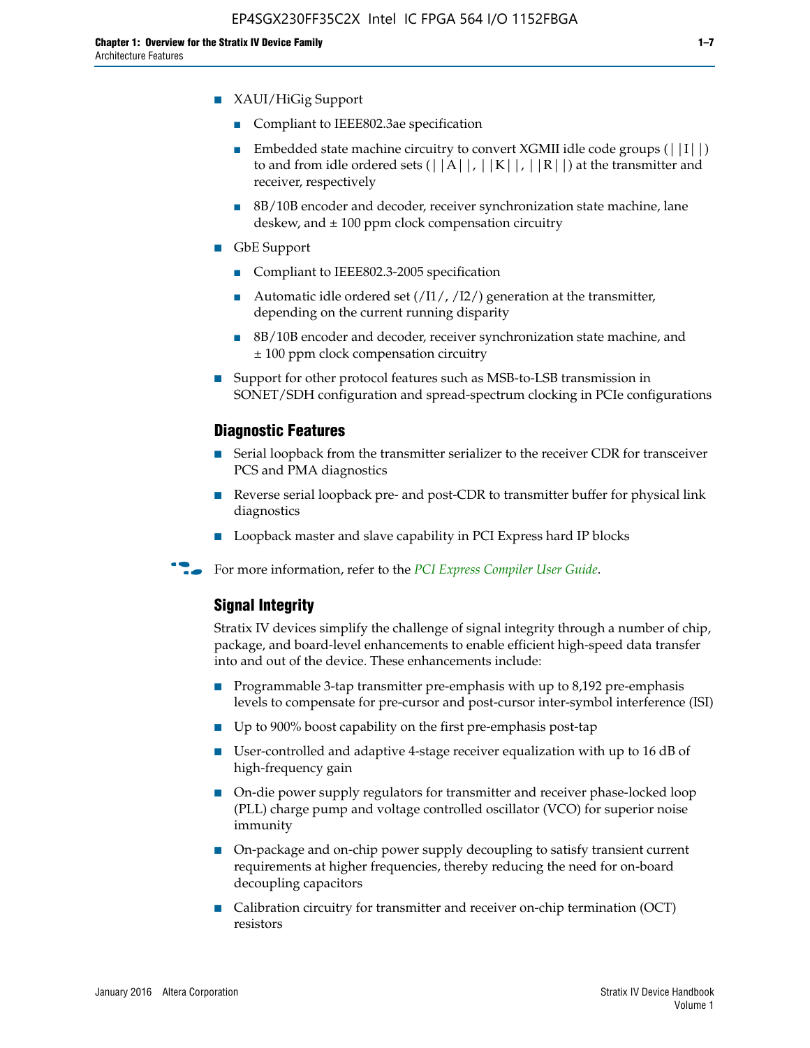- XAUI/HiGig Support
  - Compliant to IEEE802.3ae specification
  - Embedded state machine circuitry to convert XGMII idle code groups (||I||) to and from idle ordered sets (||A||, ||K||, ||R||) at the transmitter and receiver, respectively
  - 8B/10B encoder and decoder, receiver synchronization state machine, lane deskew, and ± 100 ppm clock compensation circuitry
- GbE Support
  - Compliant to IEEE802.3-2005 specification
  - Automatic idle ordered set (/I1/, /I2/) generation at the transmitter, depending on the current running disparity
  - 8B/10B encoder and decoder, receiver synchronization state machine, and ± 100 ppm clock compensation circuitry
- Support for other protocol features such as MSB-to-LSB transmission in SONET/SDH configuration and spread-spectrum clocking in PCIe configurations

### Diagnostic Features

- Serial loopback from the transmitter serializer to the receiver CDR for transceiver PCS and PMA diagnostics
- Reverse serial loopback pre- and post-CDR to transmitter buffer for physical link diagnostics
- Loopback master and slave capability in PCI Express hard IP blocks

For more information, refer to the *PCI Express Compiler User Guide*.

### Signal Integrity

Stratix IV devices simplify the challenge of signal integrity through a number of chip, package, and board-level enhancements to enable efficient high-speed data transfer into and out of the device. These enhancements include:

- Programmable 3-tap transmitter pre-emphasis with up to 8,192 pre-emphasis levels to compensate for pre-cursor and post-cursor inter-symbol interference (ISI)
- Up to 900% boost capability on the first pre-emphasis post-tap
- User-controlled and adaptive 4-stage receiver equalization with up to 16 dB of high-frequency gain
- On-die power supply regulators for transmitter and receiver phase-locked loop (PLL) charge pump and voltage controlled oscillator (VCO) for superior noise immunity
- On-package and on-chip power supply decoupling to satisfy transient current requirements at higher frequencies, thereby reducing the need for on-board decoupling capacitors
- Calibration circuitry for transmitter and receiver on-chip termination (OCT) resistors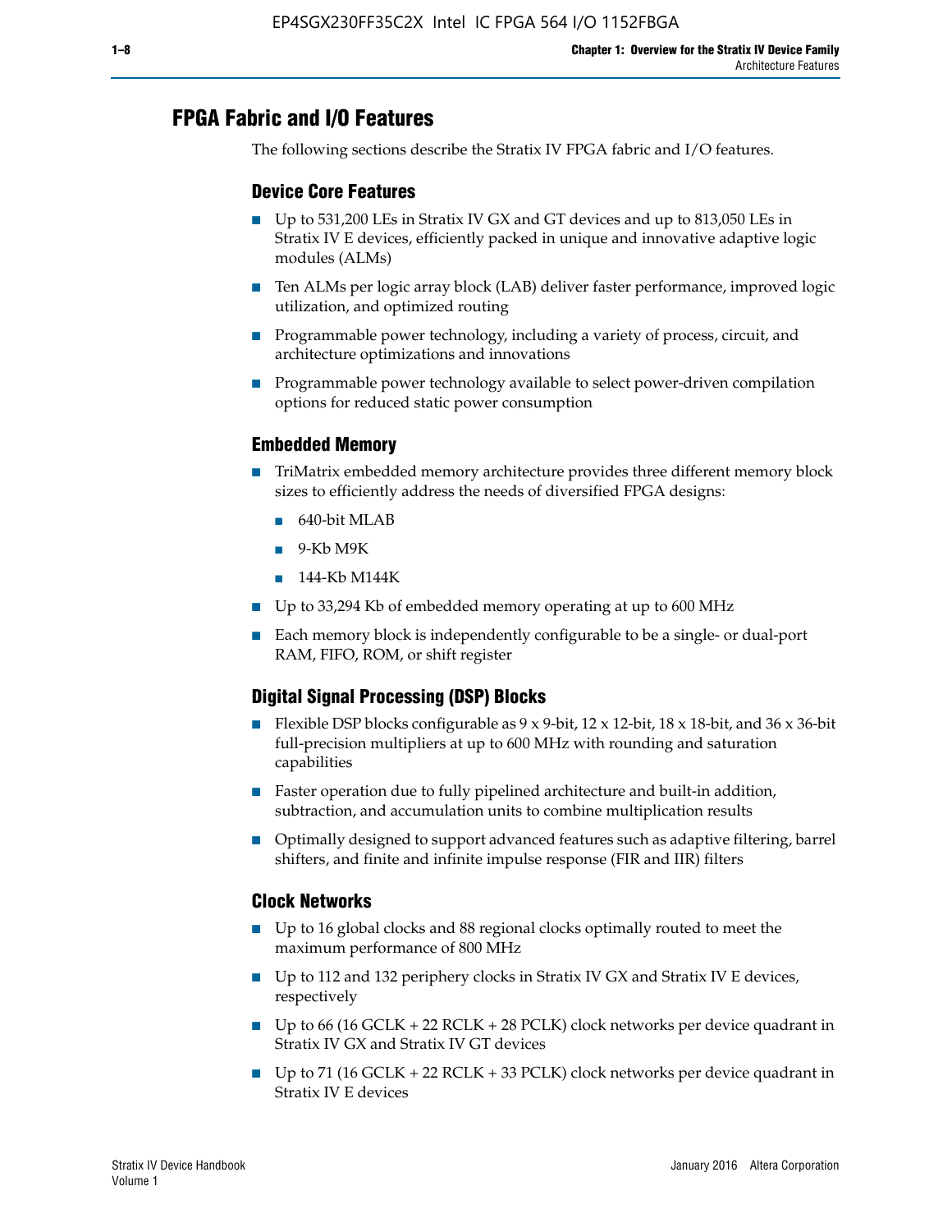## FPGA Fabric and I/O Features

The following sections describe the Stratix IV FPGA fabric and I/O features.

### Device Core Features

- Up to 531,200 LEs in Stratix IV GX and GT devices and up to 813,050 LEs in Stratix IV E devices, efficiently packed in unique and innovative adaptive logic modules (ALMs)
- Ten ALMs per logic array block (LAB) deliver faster performance, improved logic utilization, and optimized routing
- Programmable power technology, including a variety of process, circuit, and architecture optimizations and innovations
- Programmable power technology available to select power-driven compilation options for reduced static power consumption

### Embedded Memory

- TriMatrix embedded memory architecture provides three different memory block sizes to efficiently address the needs of diversified FPGA designs:
  - 640-bit MLAB
  - 9-Kb M9K
  - 144-Kb M144K
- Up to 33,294 Kb of embedded memory operating at up to 600 MHz
- Each memory block is independently configurable to be a single- or dual-port RAM, FIFO, ROM, or shift register

### Digital Signal Processing (DSP) Blocks

- Flexible DSP blocks configurable as 9 x 9-bit, 12 x 12-bit, 18 x 18-bit, and 36 x 36-bit full-precision multipliers at up to 600 MHz with rounding and saturation capabilities
- Faster operation due to fully pipelined architecture and built-in addition, subtraction, and accumulation units to combine multiplication results
- Optimally designed to support advanced features such as adaptive filtering, barrel shifters, and finite and infinite impulse response (FIR and IIR) filters

### Clock Networks

- Up to 16 global clocks and 88 regional clocks optimally routed to meet the maximum performance of 800 MHz
- Up to 112 and 132 periphery clocks in Stratix IV GX and Stratix IV E devices, respectively
- Up to 66 (16 GCLK + 22 RCLK + 28 PCLK) clock networks per device quadrant in Stratix IV GX and Stratix IV GT devices
- Up to 71 (16 GCLK + 22 RCLK + 33 PCLK) clock networks per device quadrant in Stratix IV E devices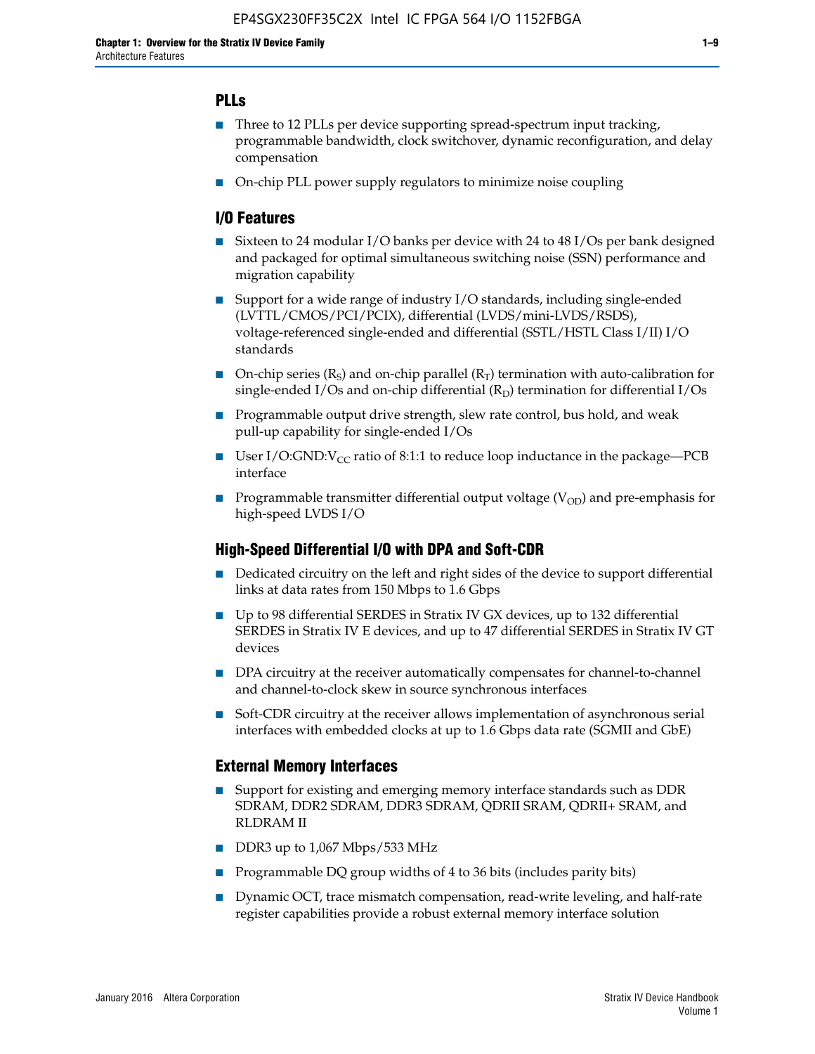### PLLs

- Three to 12 PLLs per device supporting spread-spectrum input tracking, programmable bandwidth, clock switchover, dynamic reconfiguration, and delay compensation
- On-chip PLL power supply regulators to minimize noise coupling

### I/O Features

- Sixteen to 24 modular I/O banks per device with 24 to 48 I/Os per bank designed and packaged for optimal simultaneous switching noise (SSN) performance and migration capability
- Support for a wide range of industry I/O standards, including single-ended (LVTTL/CMOS/PCI/PCIX), differential (LVDS/mini-LVDS/RSDS), voltage-referenced single-ended and differential (SSTL/HSTL Class I/II) I/O standards
- On-chip series ($R_S$) and on-chip parallel ($R_T$) termination with auto-calibration for single-ended I/Os and on-chip differential ($R_D$) termination for differential I/Os
- Programmable output drive strength, slew rate control, bus hold, and weak pull-up capability for single-ended I/Os
- User I/O:GND:$V_{CC}$ ratio of 8:1:1 to reduce loop inductance in the package—PCB interface
- Programmable transmitter differential output voltage ($V_{OD}$) and pre-emphasis for high-speed LVDS I/O

### High-Speed Differential I/O with DPA and Soft-CDR

- Dedicated circuitry on the left and right sides of the device to support differential links at data rates from 150 Mbps to 1.6 Gbps
- Up to 98 differential SERDES in Stratix IV GX devices, up to 132 differential SERDES in Stratix IV E devices, and up to 47 differential SERDES in Stratix IV GT devices
- DPA circuitry at the receiver automatically compensates for channel-to-channel and channel-to-clock skew in source synchronous interfaces
- Soft-CDR circuitry at the receiver allows implementation of asynchronous serial interfaces with embedded clocks at up to 1.6 Gbps data rate (SGMII and GbE)

### External Memory Interfaces

- Support for existing and emerging memory interface standards such as DDR SDRAM, DDR2 SDRAM, DDR3 SDRAM, QDRII SRAM, QDRII+ SRAM, and RLDRAM II
- DDR3 up to 1,067 Mbps/533 MHz
- Programmable DQ group widths of 4 to 36 bits (includes parity bits)
- Dynamic OCT, trace mismatch compensation, read-write leveling, and half-rate register capabilities provide a robust external memory interface solution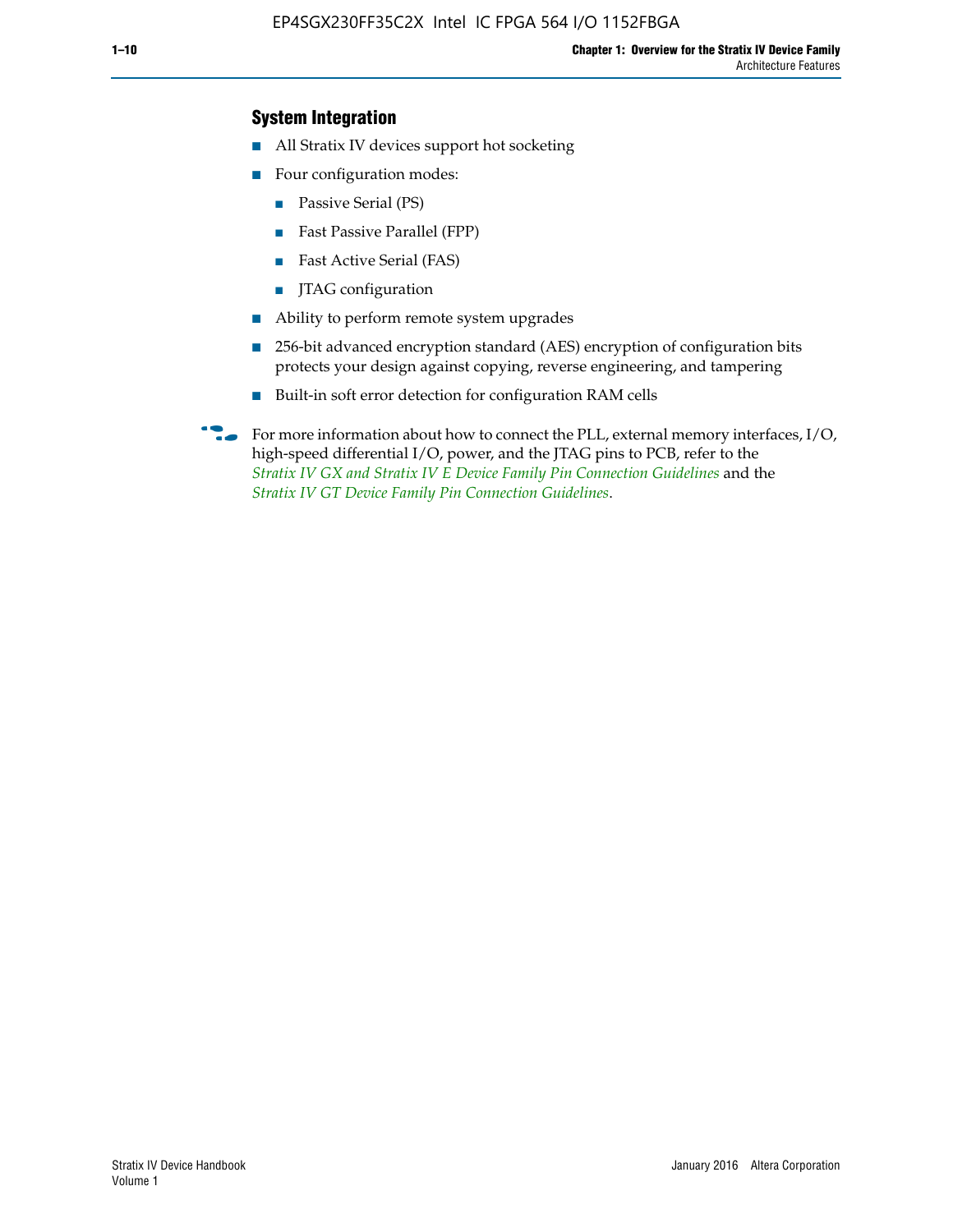## System Integration

- All Stratix IV devices support hot socketing
- Four configuration modes:
  - Passive Serial (PS)
  - Fast Passive Parallel (FPP)
  - Fast Active Serial (FAS)
  - JTAG configuration
- Ability to perform remote system upgrades
- 256-bit advanced encryption standard (AES) encryption of configuration bits protects your design against copying, reverse engineering, and tampering
- Built-in soft error detection for configuration RAM cells

For more information about how to connect the PLL, external memory interfaces, I/O, high-speed differential I/O, power, and the JTAG pins to PCB, refer to the *Stratix IV GX and Stratix IV E Device Family Pin Connection Guidelines* and the *Stratix IV GT Device Family Pin Connection Guidelines*.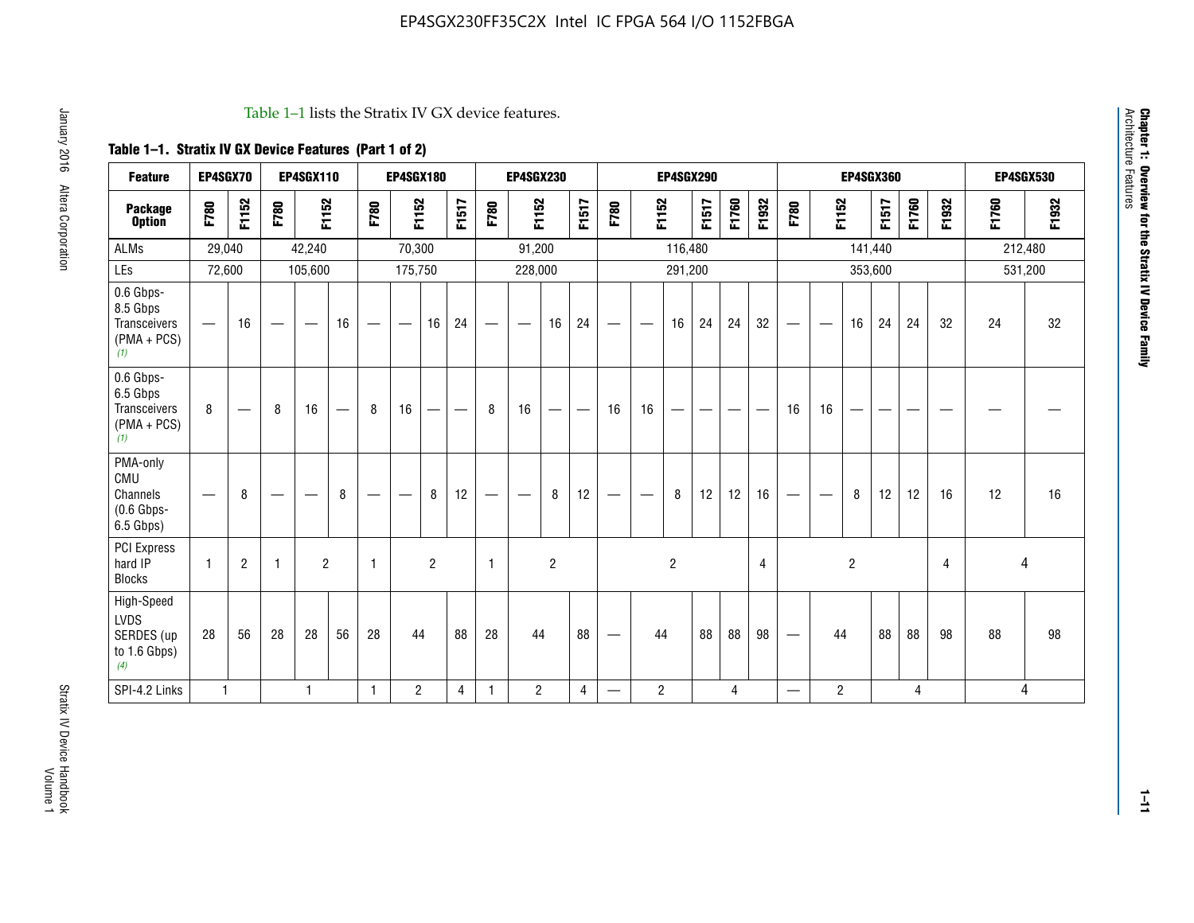Table 1–1 lists the Stratix IV GX device features.

**Table 1–1. Stratix IV GX Device Features (Part 1 of 2)**

| Feature | EP4SGX70 | | EP4SGX110 | | | EP4SGX180 | | | | EP4SGX230 | | | | EP4SGX290 | | | | | | EP4SGX360 | | | | | | EP4SGX530 | |
|---|---|---|---|---|---|---|---|---|---|---|---|---|---|---|---|---|---|---|---|---|---|---|---|---|---|---|---|
| **Package Option** | F780 | F1152 | F780 | F1152 | | F780 | F1152 | | F1517 | F780 | F1152 | | F1517 | F780 | F1152 | | F1517 | F1760 | F1932 | F780 | F1152 | | F1517 | F1760 | F1932 | F1760 | F1932 |
| ALMs | 29,040 | | 42,240 | | | 70,300 | | | | 91,200 | | | | 116,480 | | | | | | 141,440 | | | | | | 212,480 | |
| LEs | 72,600 | | 105,600 | | | 175,750 | | | | 228,000 | | | | 291,200 | | | | | | 353,600 | | | | | | 531,200 | |
| 0.6 Gbps-8.5 Gbps Transceivers (PMA + PCS) (1) | — | 16 | — | — | 16 | — | — | 16 | 24 | — | — | 16 | 24 | — | — | 16 | 24 | 24 | 32 | — | — | 16 | 24 | 24 | 32 | 24 | 32 |
| 0.6 Gbps-6.5 Gbps Transceivers (PMA + PCS) (1) | 8 | — | 8 | 16 | — | 8 | 16 | — | — | 8 | 16 | — | — | 16 | 16 | — | — | — | — | 16 | 16 | — | — | — | — | — | — |
| PMA-only CMU Channels (0.6 Gbps-6.5 Gbps) | — | 8 | — | — | 8 | — | — | 8 | 12 | — | — | 8 | 12 | — | — | 8 | 12 | 12 | 16 | — | — | 8 | 12 | 12 | 16 | 12 | 16 |
| PCI Express hard IP Blocks | 1 | 2 | 1 | 2 | | 1 | 2 | | | 1 | 2 | | | 2 | | | | | 4 | 2 | | | | | 4 | 4 | |
| High-Speed LVDS SERDES (up to 1.6 Gbps) (4) | 28 | 56 | 28 | 28 | 56 | 28 | 44 | | 88 | 28 | 44 | | 88 | — | 44 | | 88 | 88 | 98 | — | 44 | | 88 | 88 | 98 | 88 | 98 |
| SPI-4.2 Links | 1 | | 1 | | | 1 | 2 | | 4 | 1 | 2 | | 4 | — | 2 | | 4 | | | — | 2 | | 4 | | | 4 | |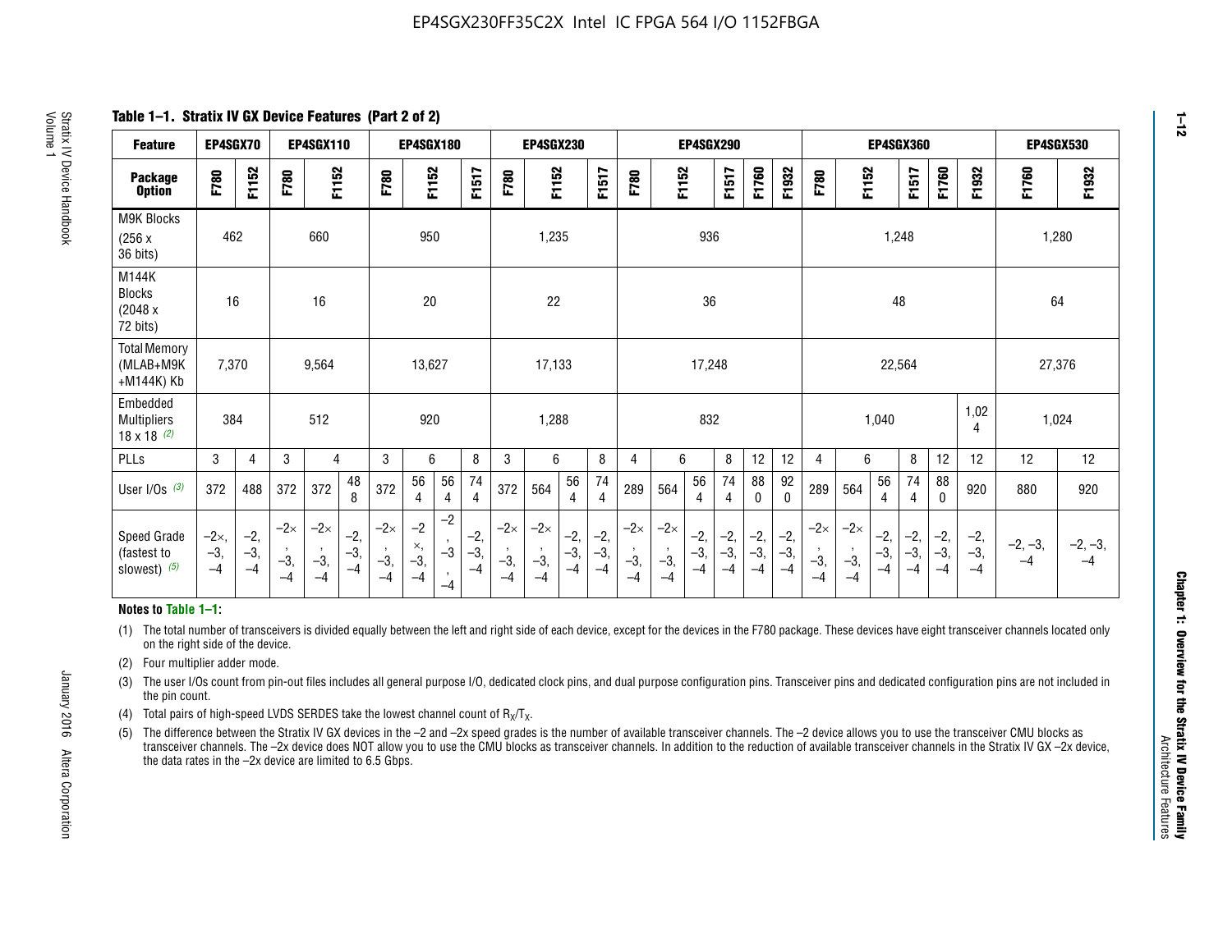**Table 1–1. Stratix IV GX Device Features (Part 2 of 2)**

| Feature | EP4SGX70 | | EP4SGX110 | | | EP4SGX180 | | | | EP4SGX230 | | | | EP4SGX290 | | | | | | EP4SGX360 | | | | | | EP4SGX530 | |
|---|---|---|---|---|---|---|---|---|---|---|---|---|---|---|---|---|---|---|---|---|---|---|---|---|---|---|---|
| Package Option | F780 | F1152 | F780 | F1152 | | F780 | F1152 | | F1517 | F780 | F1152 | | F1517 | F780 | F1152 | | F1517 | F1760 | F1932 | F780 | F1152 | | F1517 | F1760 | F1932 | F1760 | F1932 |
| M9K Blocks (256 x 36 bits) | 462 | | 660 | | | 950 | | | | 1,235 | | | | 936 | | | | | | 1,248 | | | | | | 1,280 | |
| M144K Blocks (2048 x 72 bits) | 16 | | 16 | | | 20 | | | | 22 | | | | 36 | | | | | | 48 | | | | | | 64 | |
| Total Memory (MLAB+M9K +M144K) Kb | 7,370 | | 9,564 | | | 13,627 | | | | 17,133 | | | | 17,248 | | | | | | 22,564 | | | | | | 27,376 | |
| Embedded Multipliers 18 x 18 (2) | 384 | | 512 | | | 920 | | | | 1,288 | | | | 832 | | | | | | 1,040 | | | | | 1,024 | 1,024 | |
| PLLs | 3 | 4 | 3 | 4 | | 3 | 6 | | 8 | 3 | 6 | | 8 | 4 | 6 | | 8 | 12 | 12 | 4 | 6 | | 8 | 12 | 12 | 12 | 12 |
| User I/Os (3) | 372 | 488 | 372 | 372 | 488 | 372 | 564 | 564 | 744 | 372 | 564 | 564 | 744 | 289 | 564 | 564 | 744 | 880 | 920 | 289 | 564 | 564 | 744 | 880 | 920 | 880 | 920 |
| Speed Grade (fastest to slowest) (5) | –2×, –3, –4 | –2, –3, –4 | –2×, –3, –4 | –2×, –3, –4 | –2, –3, –4 | –2×, –3, –4 | –2×, –3, –4 | –2, –3, –4 | –2, –3, –4 | –2×, –3, –4 | –2×, –3, –4 | –2, –3, –4 | –2, –3, –4 | –2×, –3, –4 | –2×, –3, –4 | –2, –3, –4 | –2, –3, –4 | –2, –3, –4 | –2, –3, –4 | –2×, –3, –4 | –2×, –3, –4 | –2, –3, –4 | –2, –3, –4 | –2, –3, –4 | –2, –3, –4 | –2, –3, –4 | –2, –3, –4 |

**Notes to Table 1–1:**

(1) The total number of transceivers is divided equally between the left and right side of each device, except for the devices in the F780 package. These devices have eight transceiver channels located only on the right side of the device.

(2) Four multiplier adder mode.

(3) The user I/Os count from pin-out files includes all general purpose I/O, dedicated clock pins, and dual purpose configuration pins. Transceiver pins and dedicated configuration pins are not included in the pin count.

(4) Total pairs of high-speed LVDS SERDES take the lowest channel count of $R_X/T_X$.

(5) The difference between the Stratix IV GX devices in the –2 and –2x speed grades is the number of available transceiver channels. The –2 device allows you to use the transceiver CMU blocks as transceiver channels. The –2x device does NOT allow you to use the CMU blocks as transceiver channels. In addition to the reduction of available transceiver channels in the Stratix IV GX –2x device, the data rates in the –2x device are limited to 6.5 Gbps.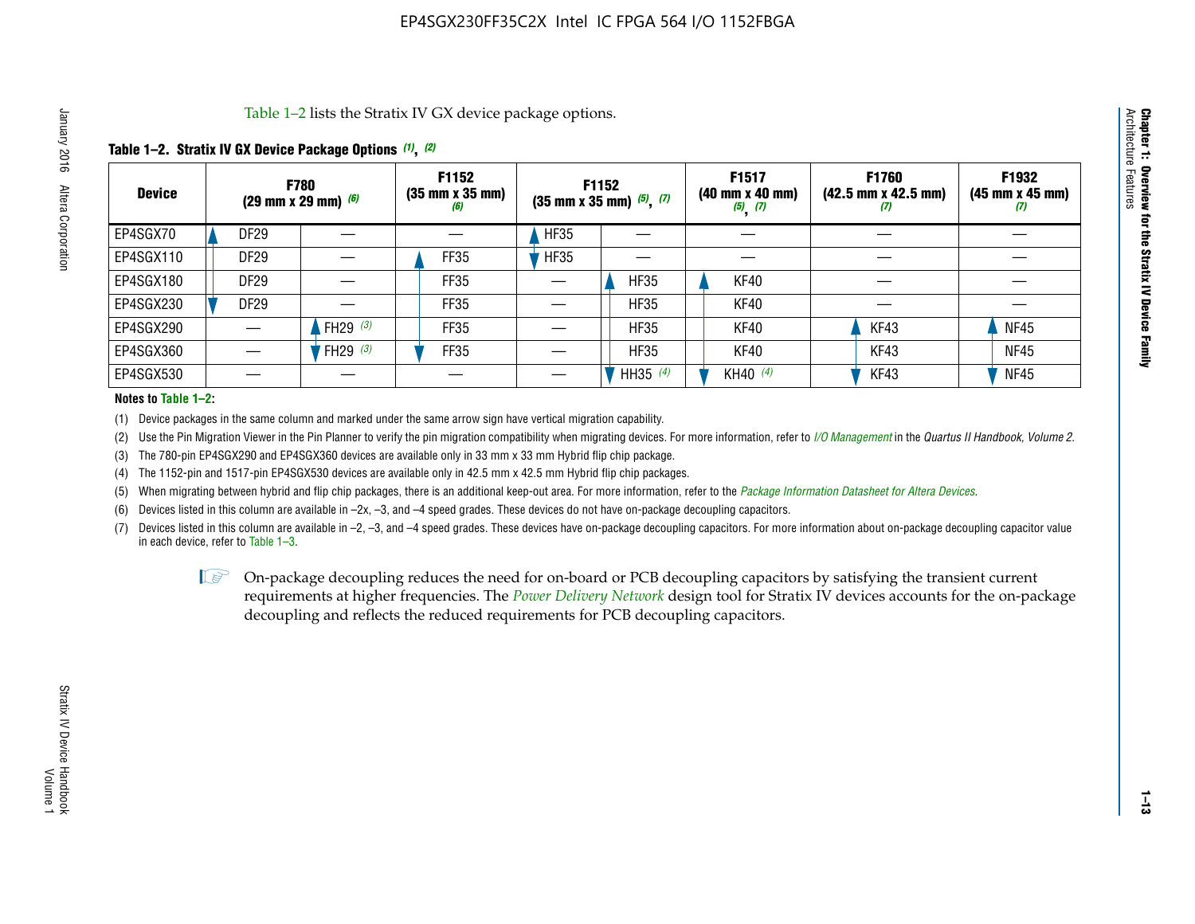Table 1–2 lists the Stratix IV GX device package options.

**Table 1–2. Stratix IV GX Device Package Options (1), (2)**

| Device | F780 (29 mm x 29 mm) (6) | | F1152 (35 mm x 35 mm) (6) | F1152 (35 mm x 35 mm) (5), (7) | | F1517 (40 mm x 40 mm) (5), (7) | F1760 (42.5 mm x 42.5 mm) (7) | F1932 (45 mm x 45 mm) (7) |
|---|---|---|---|---|---|---|---|---|
| EP4SGX70 | DF29 | — | — | HF35 | — | — | — | — |
| EP4SGX110 | DF29 | — | FF35 | HF35 | — | — | — | — |
| EP4SGX180 | DF29 | — | FF35 | — | HF35 | KF40 | — | — |
| EP4SGX230 | DF29 | — | FF35 | — | HF35 | KF40 | — | — |
| EP4SGX290 | — | FH29 (3) | FF35 | — | HF35 | KF40 | KF43 | NF45 |
| EP4SGX360 | — | FH29 (3) | FF35 | — | HF35 | KF40 | KF43 | NF45 |
| EP4SGX530 | — | — | — | — | HH35 (4) | KH40 (4) | KF43 | NF45 |

**Notes to Table 1–2:**

(1) Device packages in the same column and marked under the same arrow sign have vertical migration capability.

(2) Use the Pin Migration Viewer in the Pin Planner to verify the pin migration compatibility when migrating devices. For more information, refer to *I/O Management* in the *Quartus II Handbook, Volume 2*.

(3) The 780-pin EP4SGX290 and EP4SGX360 devices are available only in 33 mm x 33 mm Hybrid flip chip package.

(4) The 1152-pin and 1517-pin EP4SGX530 devices are available only in 42.5 mm x 42.5 mm Hybrid flip chip packages.

(5) When migrating between hybrid and flip chip packages, there is an additional keep-out area. For more information, refer to the *Package Information Datasheet for Altera Devices*.

(6) Devices listed in this column are available in –2x, –3, and –4 speed grades. These devices do not have on-package decoupling capacitors.

(7) Devices listed in this column are available in –2, –3, and –4 speed grades. These devices have on-package decoupling capacitors. For more information about on-package decoupling capacitor value in each device, refer to Table 1–3.

On-package decoupling reduces the need for on-board or PCB decoupling capacitors by satisfying the transient current requirements at higher frequencies. The *Power Delivery Network* design tool for Stratix IV devices accounts for the on-package decoupling and reflects the reduced requirements for PCB decoupling capacitors.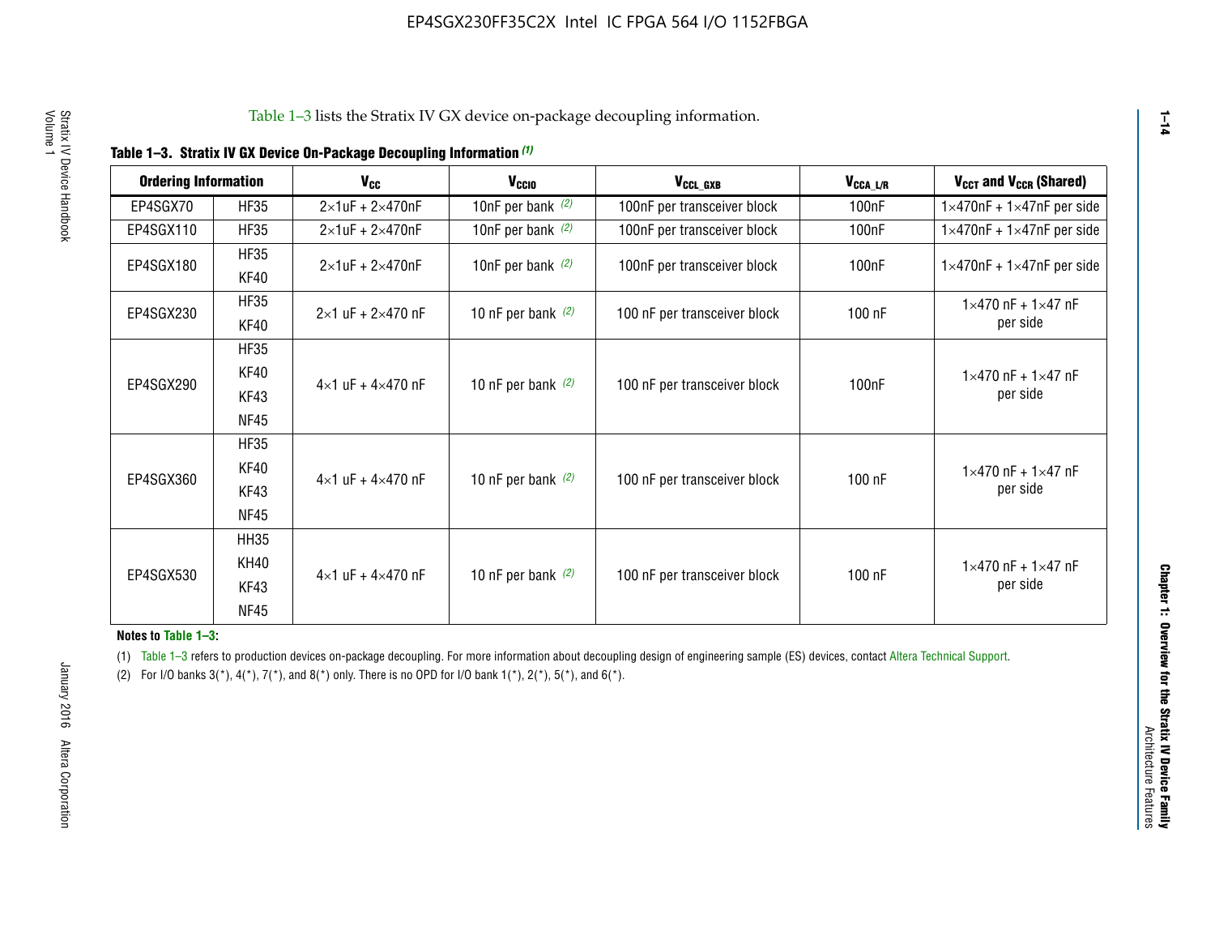Table 1–3 lists the Stratix IV GX device on-package decoupling information.

**Table 1–3. Stratix IV GX Device On-Package Decoupling Information (1)**

| Ordering Information | | $V_{CC}$ | $V_{CCIO}$ | $V_{CCL\_GXB}$ | $V_{CCA\_L/R}$ | $V_{CCT}$ and $V_{CCR}$ (Shared) |
|---|---|---|---|---|---|---|
| EP4SGX70 | HF35 | 2×1uF + 2×470nF | 10nF per bank (2) | 100nF per transceiver block | 100nF | 1×470nF + 1×47nF per side |
| EP4SGX110 | HF35 | 2×1uF + 2×470nF | 10nF per bank (2) | 100nF per transceiver block | 100nF | 1×470nF + 1×47nF per side |
| EP4SGX180 | HF35<br>KF40 | 2×1uF + 2×470nF | 10nF per bank (2) | 100nF per transceiver block | 100nF | 1×470nF + 1×47nF per side |
| EP4SGX230 | HF35<br>KF40 | 2×1 uF + 2×470 nF | 10 nF per bank (2) | 100 nF per transceiver block | 100 nF | 1×470 nF + 1×47 nF per side |
| EP4SGX290 | HF35<br>KF40<br>KF43<br>NF45 | 4×1 uF + 4×470 nF | 10 nF per bank (2) | 100 nF per transceiver block | 100nF | 1×470 nF + 1×47 nF per side |
| EP4SGX360 | HF35<br>KF40<br>KF43<br>NF45 | 4×1 uF + 4×470 nF | 10 nF per bank (2) | 100 nF per transceiver block | 100 nF | 1×470 nF + 1×47 nF per side |
| EP4SGX530 | HH35<br>KH40<br>KF43<br>NF45 | 4×1 uF + 4×470 nF | 10 nF per bank (2) | 100 nF per transceiver block | 100 nF | 1×470 nF + 1×47 nF per side |

**Notes to Table 1–3:**

(1) Table 1–3 refers to production devices on-package decoupling. For more information about decoupling design of engineering sample (ES) devices, contact Altera Technical Support.

(2) For I/O banks 3(*), 4(*), 7(*), and 8(*) only. There is no OPD for I/O bank 1(*), 2(*), 5(*), and 6(*).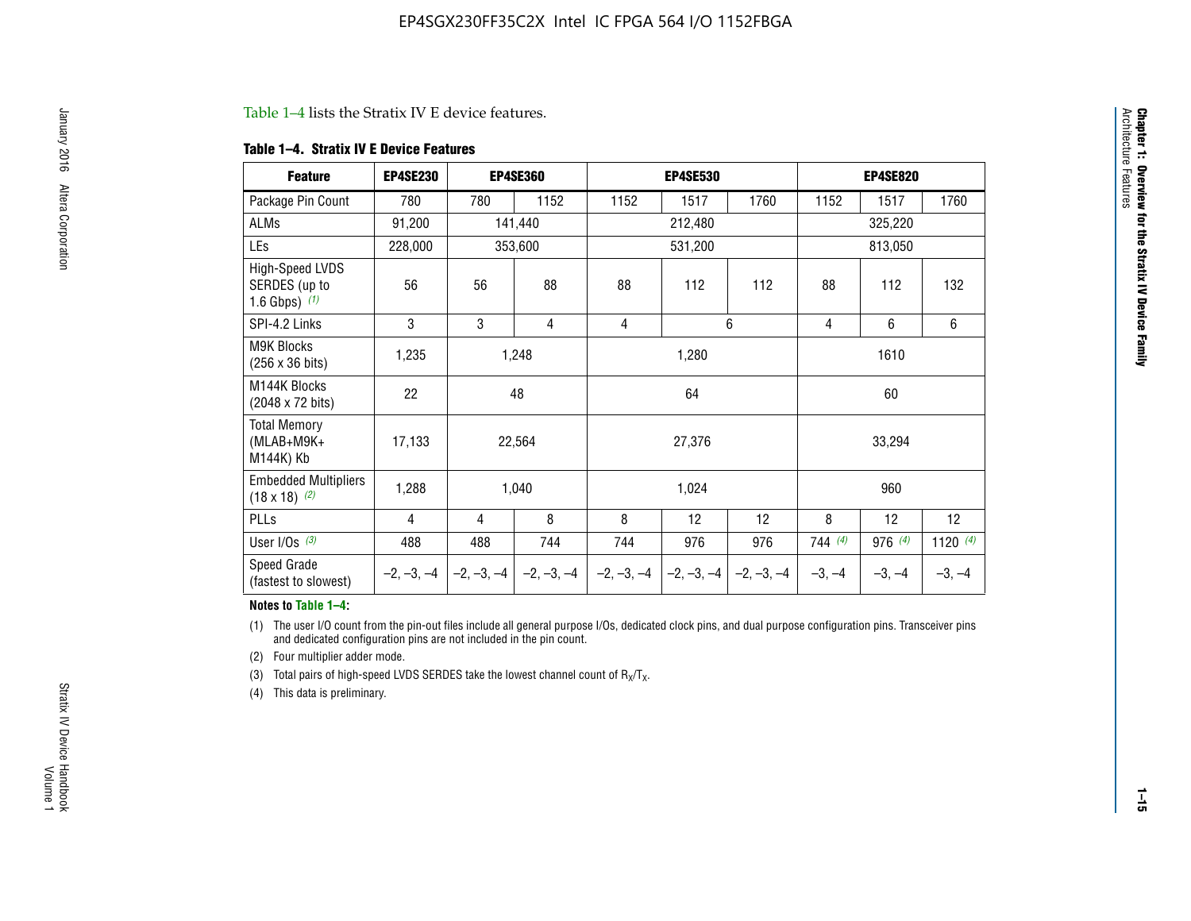Table 1–4 lists the Stratix IV E device features.

**Table 1–4. Stratix IV E Device Features**

| Feature | EP4SE230 | EP4SE360 | | EP4SE530 | | | EP4SE820 | | |
|---|---|---|---|---|---|---|---|---|---|
| Package Pin Count | 780 | 780 | 1152 | 1152 | 1517 | 1760 | 1152 | 1517 | 1760 |
| ALMs | 91,200 | 141,440 | | 212,480 | | | 325,220 | | |
| LEs | 228,000 | 353,600 | | 531,200 | | | 813,050 | | |
| High-Speed LVDS SERDES (up to 1.6 Gbps) (1) | 56 | 56 | 88 | 88 | 112 | 112 | 88 | 112 | 132 |
| SPI-4.2 Links | 3 | 3 | 4 | 4 | 6 | | 4 | 6 | 6 |
| M9K Blocks (256 x 36 bits) | 1,235 | 1,248 | | 1,280 | | | 1610 | | |
| M144K Blocks (2048 x 72 bits) | 22 | 48 | | 64 | | | 60 | | |
| Total Memory (MLAB+M9K+ M144K) Kb | 17,133 | 22,564 | | 27,376 | | | 33,294 | | |
| Embedded Multipliers (18 x 18) (2) | 1,288 | 1,040 | | 1,024 | | | 960 | | |
| PLLs | 4 | 4 | 8 | 8 | 12 | 12 | 8 | 12 | 12 |
| User I/Os (3) | 488 | 488 | 744 | 744 | 976 | 976 | 744 (4) | 976 (4) | 1120 (4) |
| Speed Grade (fastest to slowest) | –2, –3, –4 | –2, –3, –4 | –2, –3, –4 | –2, –3, –4 | –2, –3, –4 | –2, –3, –4 | –3, –4 | –3, –4 | –3, –4 |

**Notes to Table 1–4:**

(1) The user I/O count from the pin-out files include all general purpose I/Os, dedicated clock pins, and dual purpose configuration pins. Transceiver pins and dedicated configuration pins are not included in the pin count.

(2) Four multiplier adder mode.

(3) Total pairs of high-speed LVDS SERDES take the lowest channel count of $R_X/T_X$.

(4) This data is preliminary.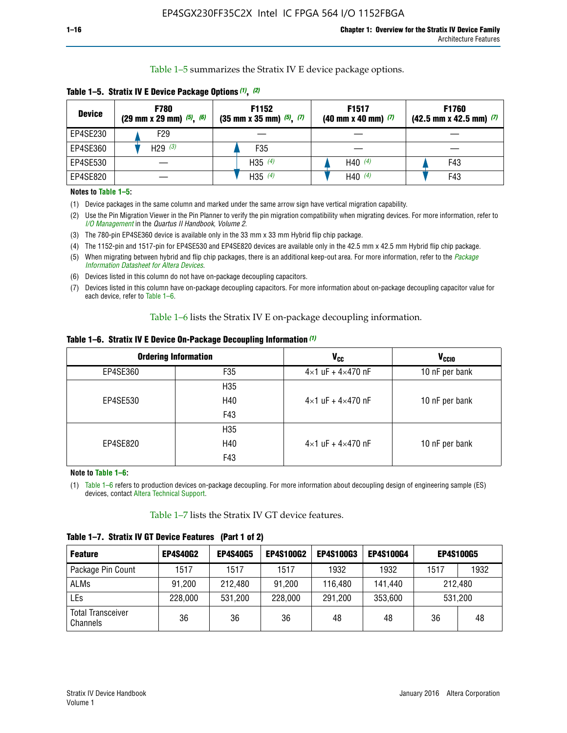Table 1–5 summarizes the Stratix IV E device package options.

**Table 1–5. Stratix IV E Device Package Options (1), (2)**

| Device | F780 (29 mm x 29 mm) (5), (6) | F1152 (35 mm x 35 mm) (5), (7) | F1517 (40 mm x 40 mm) (7) | F1760 (42.5 mm x 42.5 mm) (7) |
|---|---|---|---|---|
| EP4SE230 | F29 | — | — | — |
| EP4SE360 | H29 (3) | F35 | — | — |
| EP4SE530 | — | H35 (4) | H40 (4) | F43 |
| EP4SE820 | — | H35 (4) | H40 (4) | F43 |

**Notes to Table 1–5:**

(1) Device packages in the same column and marked under the same arrow sign have vertical migration capability.

(2) Use the Pin Migration Viewer in the Pin Planner to verify the pin migration compatibility when migrating devices. For more information, refer to *I/O Management* in the *Quartus II Handbook, Volume 2*.

(3) The 780-pin EP4SE360 device is available only in the 33 mm x 33 mm Hybrid flip chip package.

(4) The 1152-pin and 1517-pin for EP4SE530 and EP4SE820 devices are available only in the 42.5 mm x 42.5 mm Hybrid flip chip package.

(5) When migrating between hybrid and flip chip packages, there is an additional keep-out area. For more information, refer to the *Package Information Datasheet for Altera Devices*.

(6) Devices listed in this column do not have on-package decoupling capacitors.

(7) Devices listed in this column have on-package decoupling capacitors. For more information about on-package decoupling capacitor value for each device, refer to Table 1–6.

Table 1–6 lists the Stratix IV E on-package decoupling information.

**Table 1–6. Stratix IV E Device On-Package Decoupling Information (1)**

| Ordering Information | | $V_{CC}$ | $V_{CCIO}$ |
|---|---|---|---|
| EP4SE360 | F35 | 4×1 uF + 4×470 nF | 10 nF per bank |
| EP4SE530 | H35<br>H40<br>F43 | 4×1 uF + 4×470 nF | 10 nF per bank |
| EP4SE820 | H35<br>H40<br>F43 | 4×1 uF + 4×470 nF | 10 nF per bank |

**Note to Table 1–6:**

(1) Table 1–6 refers to production devices on-package decoupling. For more information about decoupling design of engineering sample (ES) devices, contact Altera Technical Support.

Table 1–7 lists the Stratix IV GT device features.

**Table 1–7. Stratix IV GT Device Features (Part 1 of 2)**

| Feature | EP4S40G2 | EP4S40G5 | EP4S100G2 | EP4S100G3 | EP4S100G4 | EP4S100G5 | |
|---|---|---|---|---|---|---|---|
| Package Pin Count | 1517 | 1517 | 1517 | 1932 | 1932 | 1517 | 1932 |
| ALMs | 91,200 | 212,480 | 91,200 | 116,480 | 141,440 | 212,480 | |
| LEs | 228,000 | 531,200 | 228,000 | 291,200 | 353,600 | 531,200 | |
| Total Transceiver Channels | 36 | 36 | 36 | 48 | 48 | 36 | 48 |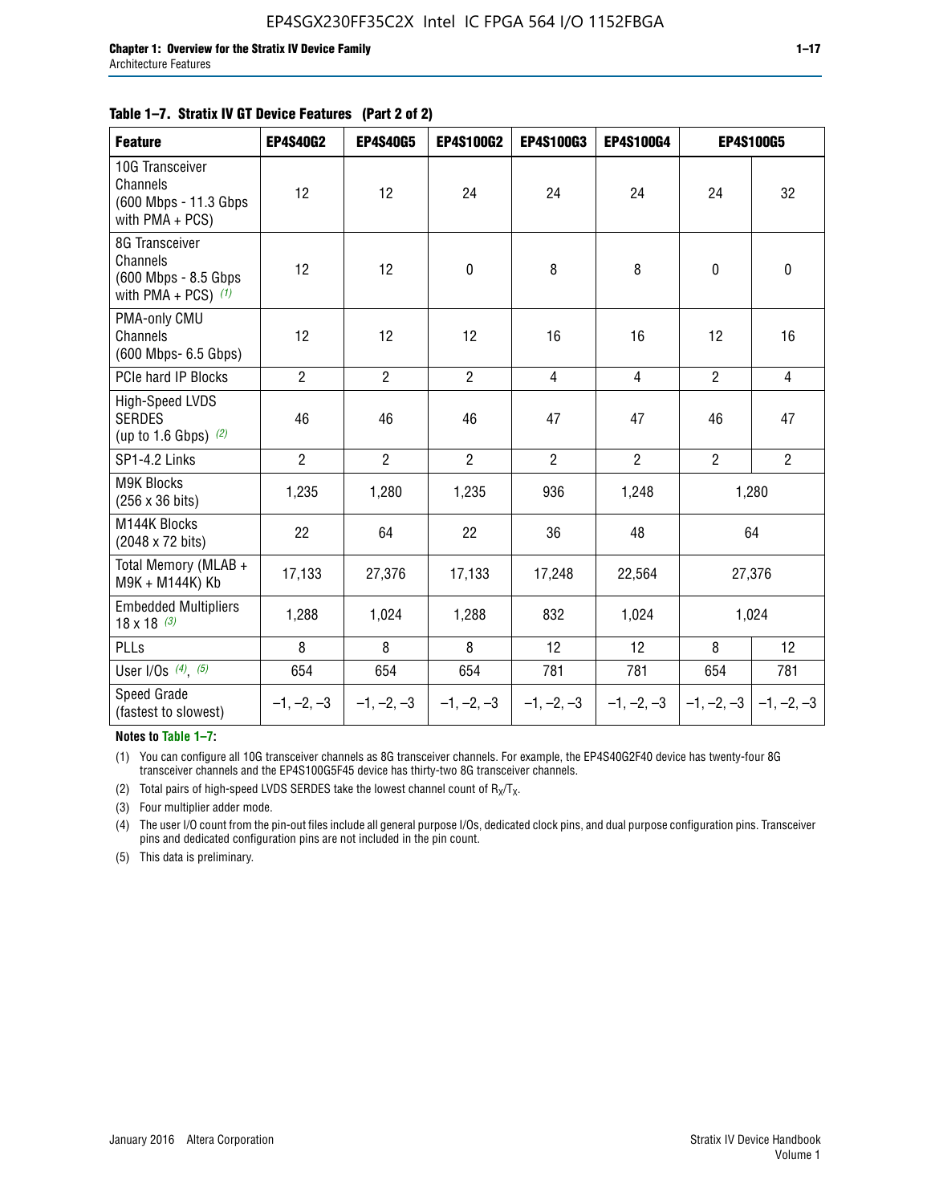**Table 1–7. Stratix IV GT Device Features (Part 2 of 2)**

| Feature | EP4S40G2 | EP4S40G5 | EP4S100G2 | EP4S100G3 | EP4S100G4 | EP4S100G5 | |
|---|---|---|---|---|---|---|---|
| 10G Transceiver Channels (600 Mbps - 11.3 Gbps with PMA + PCS) | 12 | 12 | 24 | 24 | 24 | 24 | 32 |
| 8G Transceiver Channels (600 Mbps - 8.5 Gbps with PMA + PCS) *(1)* | 12 | 12 | 0 | 8 | 8 | 0 | 0 |
| PMA-only CMU Channels (600 Mbps- 6.5 Gbps) | 12 | 12 | 12 | 16 | 16 | 12 | 16 |
| PCIe hard IP Blocks | 2 | 2 | 2 | 4 | 4 | 2 | 4 |
| High-Speed LVDS SERDES (up to 1.6 Gbps) *(2)* | 46 | 46 | 46 | 47 | 47 | 46 | 47 |
| SP1-4.2 Links | 2 | 2 | 2 | 2 | 2 | 2 | 2 |
| M9K Blocks (256 x 36 bits) | 1,235 | 1,280 | 1,235 | 936 | 1,248 | 1,280 | |
| M144K Blocks (2048 x 72 bits) | 22 | 64 | 22 | 36 | 48 | 64 | |
| Total Memory (MLAB + M9K + M144K) Kb | 17,133 | 27,376 | 17,133 | 17,248 | 22,564 | 27,376 | |
| Embedded Multipliers 18 x 18 *(3)* | 1,288 | 1,024 | 1,288 | 832 | 1,024 | 1,024 | |
| PLLs | 8 | 8 | 8 | 12 | 12 | 8 | 12 |
| User I/Os *(4)*, *(5)* | 654 | 654 | 654 | 781 | 781 | 654 | 781 |
| Speed Grade (fastest to slowest) | –1, –2, –3 | –1, –2, –3 | –1, –2, –3 | –1, –2, –3 | –1, –2, –3 | –1, –2, –3 | –1, –2, –3 |

**Notes to Table 1–7:**

(1) You can configure all 10G transceiver channels as 8G transceiver channels. For example, the EP4S40G2F40 device has twenty-four 8G transceiver channels and the EP4S100G5F45 device has thirty-two 8G transceiver channels.

(2) Total pairs of high-speed LVDS SERDES take the lowest channel count of $R_X/T_X$.

(3) Four multiplier adder mode.

(4) The user I/O count from the pin-out files include all general purpose I/Os, dedicated clock pins, and dual purpose configuration pins. Transceiver pins and dedicated configuration pins are not included in the pin count.

(5) This data is preliminary.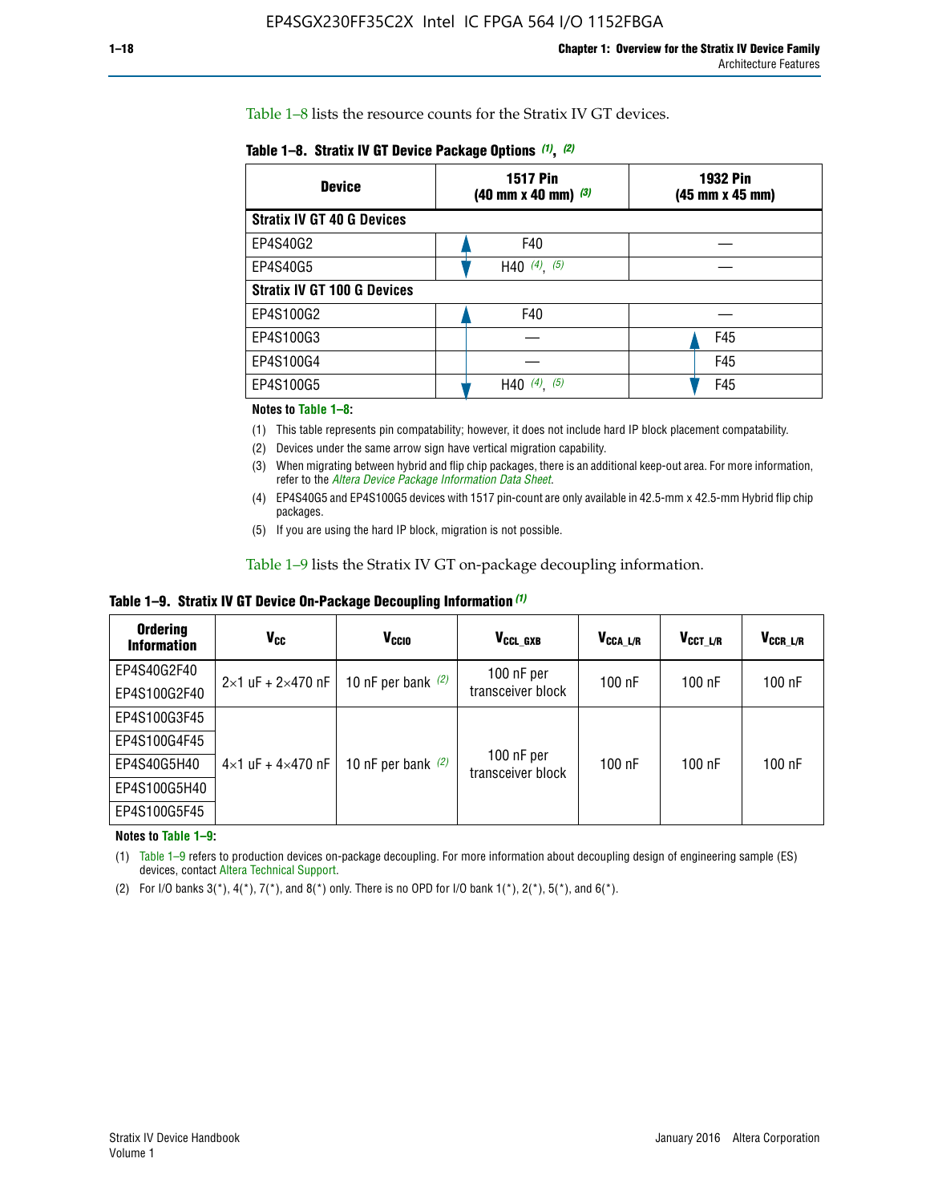Table 1–8 lists the resource counts for the Stratix IV GT devices.

**Table 1–8. Stratix IV GT Device Package Options (1), (2)**

| Device | 1517 Pin (40 mm x 40 mm) (3) | 1932 Pin (45 mm x 45 mm) |
|---|---|---|
| **Stratix IV GT 40 G Devices** | | |
| EP4S40G2 | F40 | — |
| EP4S40G5 | H40 (4), (5) | — |
| **Stratix IV GT 100 G Devices** | | |
| EP4S100G2 | F40 | — |
| EP4S100G3 | — | F45 |
| EP4S100G4 | — | F45 |
| EP4S100G5 | H40 (4), (5) | F45 |

**Notes to Table 1–8:**

(1) This table represents pin compatability; however, it does not include hard IP block placement compatability.

(2) Devices under the same arrow sign have vertical migration capability.

(3) When migrating between hybrid and flip chip packages, there is an additional keep-out area. For more information, refer to the *Altera Device Package Information Data Sheet*.

(4) EP4S40G5 and EP4S100G5 devices with 1517 pin-count are only available in 42.5-mm x 42.5-mm Hybrid flip chip packages.

(5) If you are using the hard IP block, migration is not possible.

Table 1–9 lists the Stratix IV GT on-package decoupling information.

**Table 1–9. Stratix IV GT Device On-Package Decoupling Information (1)**

| Ordering Information | $V_{CC}$ | $V_{CCIO}$ | $V_{CCL\_GXB}$ | $V_{CCA\_L/R}$ | $V_{CCT\_L/R}$ | $V_{CCR\_L/R}$ |
|---|---|---|---|---|---|---|
| EP4S40G2F40 | 2×1 uF + 2×470 nF | 10 nF per bank (2) | 100 nF per transceiver block | 100 nF | 100 nF | 100 nF |
| EP4S100G2F40 | | | | | | |
| EP4S100G3F45 | 4×1 uF + 4×470 nF | 10 nF per bank (2) | 100 nF per transceiver block | 100 nF | 100 nF | 100 nF |
| EP4S100G4F45 | | | | | | |
| EP4S40G5H40 | | | | | | |
| EP4S100G5H40 | | | | | | |
| EP4S100G5F45 | | | | | | |

**Notes to Table 1–9:**

(1) Table 1–9 refers to production devices on-package decoupling. For more information about decoupling design of engineering sample (ES) devices, contact Altera Technical Support.

(2) For I/O banks 3(*), 4(*), 7(*), and 8(*) only. There is no OPD for I/O bank 1(*), 2(*), 5(*), and 6(*).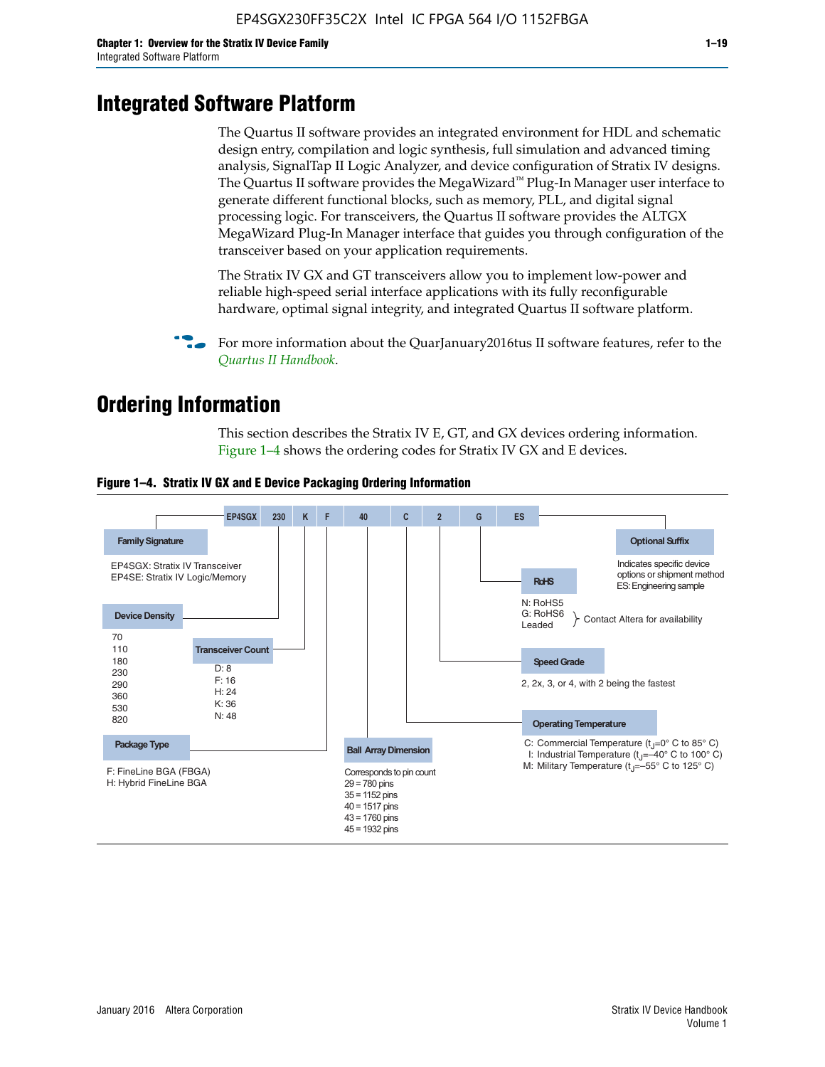# Integrated Software Platform

The Quartus II software provides an integrated environment for HDL and schematic design entry, compilation and logic synthesis, full simulation and advanced timing analysis, SignalTap II Logic Analyzer, and device configuration of Stratix IV designs. The Quartus II software provides the MegaWizard™ Plug-In Manager user interface to generate different functional blocks, such as memory, PLL, and digital signal processing logic. For transceivers, the Quartus II software provides the ALTGX MegaWizard Plug-In Manager interface that guides you through configuration of the transceiver based on your application requirements.

The Stratix IV GX and GT transceivers allow you to implement low-power and reliable high-speed serial interface applications with its fully reconfigurable hardware, optimal signal integrity, and integrated Quartus II software platform.

For more information about the QuarJanuary2016tus II software features, refer to the *Quartus II Handbook*.

# Ordering Information

This section describes the Stratix IV E, GT, and GX devices ordering information. Figure 1–4 shows the ordering codes for Stratix IV GX and E devices.

**Figure 1–4. Stratix IV GX and E Device Packaging Ordering Information**

EP4SGX 230 K F 40 C 2 G ES

- **Family Signature**
  - EP4SGX: Stratix IV Transceiver
  - EP4SE: Stratix IV Logic/Memory
- **Device Density**
  - 70
  - 110
  - 180
  - 230
  - 290
  - 360
  - 530
  - 820
- **Transceiver Count**
  - D: 8
  - F: 16
  - H: 24
  - K: 36
  - N: 48
- **Package Type**
  - F: FineLine BGA (FBGA)
  - H: Hybrid FineLine BGA
- **Ball Array Dimension**
  - Corresponds to pin count
  - 29 = 780 pins
  - 35 = 1152 pins
  - 40 = 1517 pins
  - 43 = 1760 pins
  - 45 = 1932 pins
- **Operating Temperature**
  - C: Commercial Temperature ($t_J$=0° C to 85° C)
  - I: Industrial Temperature ($t_J$=–40° C to 100° C)
  - M: Military Temperature ($t_J$=–55° C to 125° C)
- **Speed Grade**
  - 2, 2x, 3, or 4, with 2 being the fastest
- **RoHS**
  - N: RoHS5
  - G: RoHS6 (Contact Altera for availability)
  - Leaded (Contact Altera for availability)
- **Optional Suffix**
  - Indicates specific device options or shipment method
  - ES: Engineering sample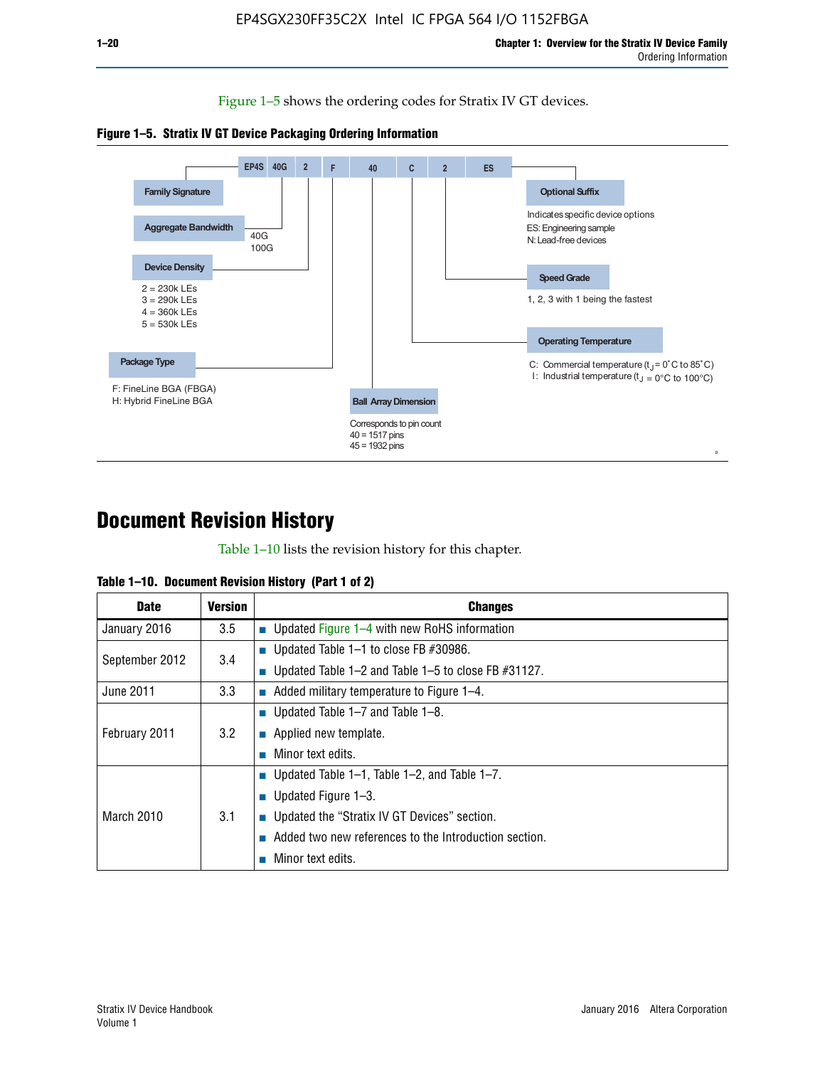Figure 1–5 shows the ordering codes for Stratix IV GT devices.

**Figure 1–5. Stratix IV GT Device Packaging Ordering Information**

EP4S 40G 2 F 40 C 2 ES

- **Family Signature**
- **Aggregate Bandwidth**
  - 40G
  - 100G
- **Device Density**
  - 2 = 230k LEs
  - 3 = 290k LEs
  - 4 = 360k LEs
  - 5 = 530k LEs
- **Package Type**
  - F: FineLine BGA (FBGA)
  - H: Hybrid FineLine BGA
- **Ball Array Dimension**
  - Corresponds to pin count
  - 40 = 1517 pins
  - 45 = 1932 pins
- **Operating Temperature**
  - C: Commercial temperature ($t_J$ = 0°C to 85°C)
  - I: Industrial temperature ($t_J$ = 0°C to 100°C)
- **Speed Grade**
  - 1, 2, 3 with 1 being the fastest
- **Optional Suffix**
  - Indicates specific device options
  - ES: Engineering sample
  - N: Lead-free devices

# Document Revision History

Table 1–10 lists the revision history for this chapter.

**Table 1–10. Document Revision History (Part 1 of 2)**

| Date | Version | Changes |
|---|---|---|
| January 2016 | 3.5 | ■ Updated Figure 1–4 with new RoHS information |
| September 2012 | 3.4 | ■ Updated Table 1–1 to close FB #30986.<br>■ Updated Table 1–2 and Table 1–5 to close FB #31127. |
| June 2011 | 3.3 | ■ Added military temperature to Figure 1–4. |
| February 2011 | 3.2 | ■ Updated Table 1–7 and Table 1–8.<br>■ Applied new template.<br>■ Minor text edits. |
| March 2010 | 3.1 | ■ Updated Table 1–1, Table 1–2, and Table 1–7.<br>■ Updated Figure 1–3.<br>■ Updated the “Stratix IV GT Devices” section.<br>■ Added two new references to the Introduction section.<br>■ Minor text edits. |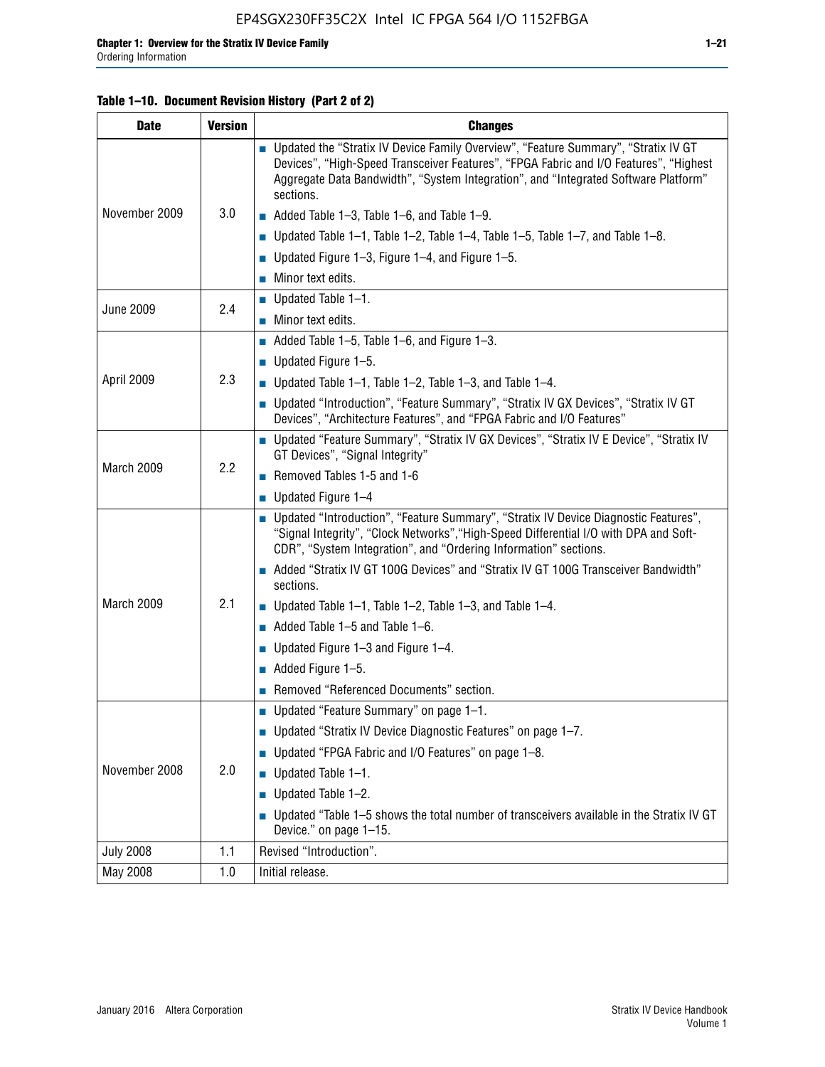**Table 1–10. Document Revision History (Part 2 of 2)**

| Date | Version | Changes |
|---|---|---|
| November 2009 | 3.0 | ■ Updated the "Stratix IV Device Family Overview", "Feature Summary", "Stratix IV GT Devices", "High-Speed Transceiver Features", "FPGA Fabric and I/O Features", "Highest Aggregate Data Bandwidth", "System Integration", and "Integrated Software Platform" sections.<br>■ Added Table 1–3, Table 1–6, and Table 1–9.<br>■ Updated Table 1–1, Table 1–2, Table 1–4, Table 1–5, Table 1–7, and Table 1–8.<br>■ Updated Figure 1–3, Figure 1–4, and Figure 1–5.<br>■ Minor text edits. |
| June 2009 | 2.4 | ■ Updated Table 1–1.<br>■ Minor text edits. |
| April 2009 | 2.3 | ■ Added Table 1–5, Table 1–6, and Figure 1–3.<br>■ Updated Figure 1–5.<br>■ Updated Table 1–1, Table 1–2, Table 1–3, and Table 1–4.<br>■ Updated "Introduction", "Feature Summary", "Stratix IV GX Devices", "Stratix IV GT Devices", "Architecture Features", and "FPGA Fabric and I/O Features" |
| March 2009 | 2.2 | ■ Updated "Feature Summary", "Stratix IV GX Devices", "Stratix IV E Device", "Stratix IV GT Devices", "Signal Integrity"<br>■ Removed Tables 1-5 and 1-6<br>■ Updated Figure 1–4 |
| March 2009 | 2.1 | ■ Updated "Introduction", "Feature Summary", "Stratix IV Device Diagnostic Features", "Signal Integrity", "Clock Networks","High-Speed Differential I/O with DPA and Soft-CDR", "System Integration", and "Ordering Information" sections.<br>■ Added "Stratix IV GT 100G Devices" and "Stratix IV GT 100G Transceiver Bandwidth" sections.<br>■ Updated Table 1–1, Table 1–2, Table 1–3, and Table 1–4.<br>■ Added Table 1–5 and Table 1–6.<br>■ Updated Figure 1–3 and Figure 1–4.<br>■ Added Figure 1–5.<br>■ Removed "Referenced Documents" section. |
| November 2008 | 2.0 | ■ Updated "Feature Summary" on page 1–1.<br>■ Updated "Stratix IV Device Diagnostic Features" on page 1–7.<br>■ Updated "FPGA Fabric and I/O Features" on page 1–8.<br>■ Updated Table 1–1.<br>■ Updated Table 1–2.<br>■ Updated "Table 1–5 shows the total number of transceivers available in the Stratix IV GT Device." on page 1–15. |
| July 2008 | 1.1 | Revised "Introduction". |
| May 2008 | 1.0 | Initial release. |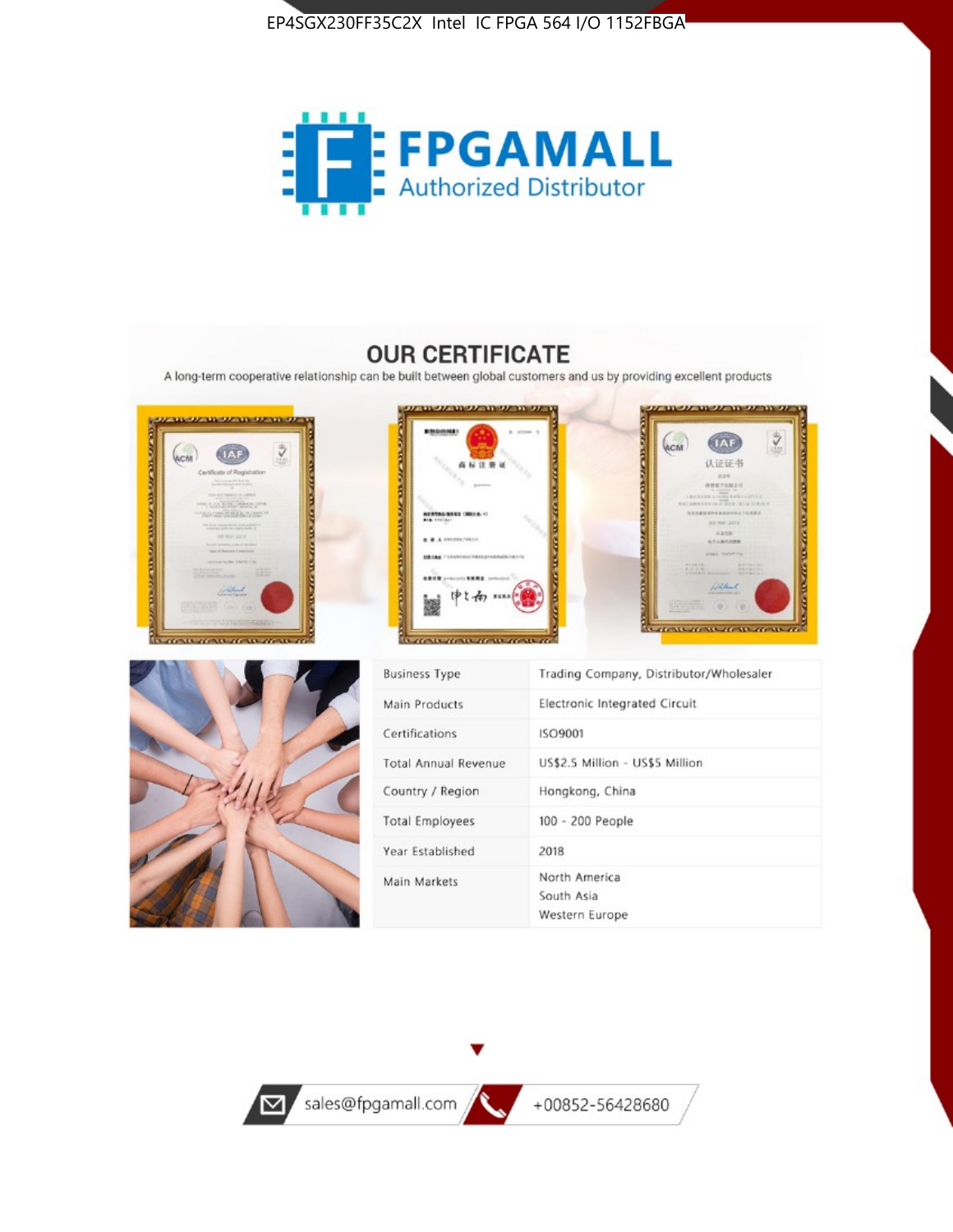FPGAMALL

Authorized Distributor

## OUR CERTIFICATE

A long-term cooperative relationship can be built between global customers and us by providing excellent products

| | |
|---|---|
| Business Type | Trading Company, Distributor/Wholesaler |
| Main Products | Electronic Integrated Circuit |
| Certifications | ISO9001 |
| Total Annual Revenue | US$2.5 Million - US$5 Million |
| Country / Region | Hongkong, China |
| Total Employees | 100 - 200 People |
| Year Established | 2018 |
| Main Markets | North America<br>South Asia<br>Western Europe |

sales@fpgamall.com

+00852-56428680